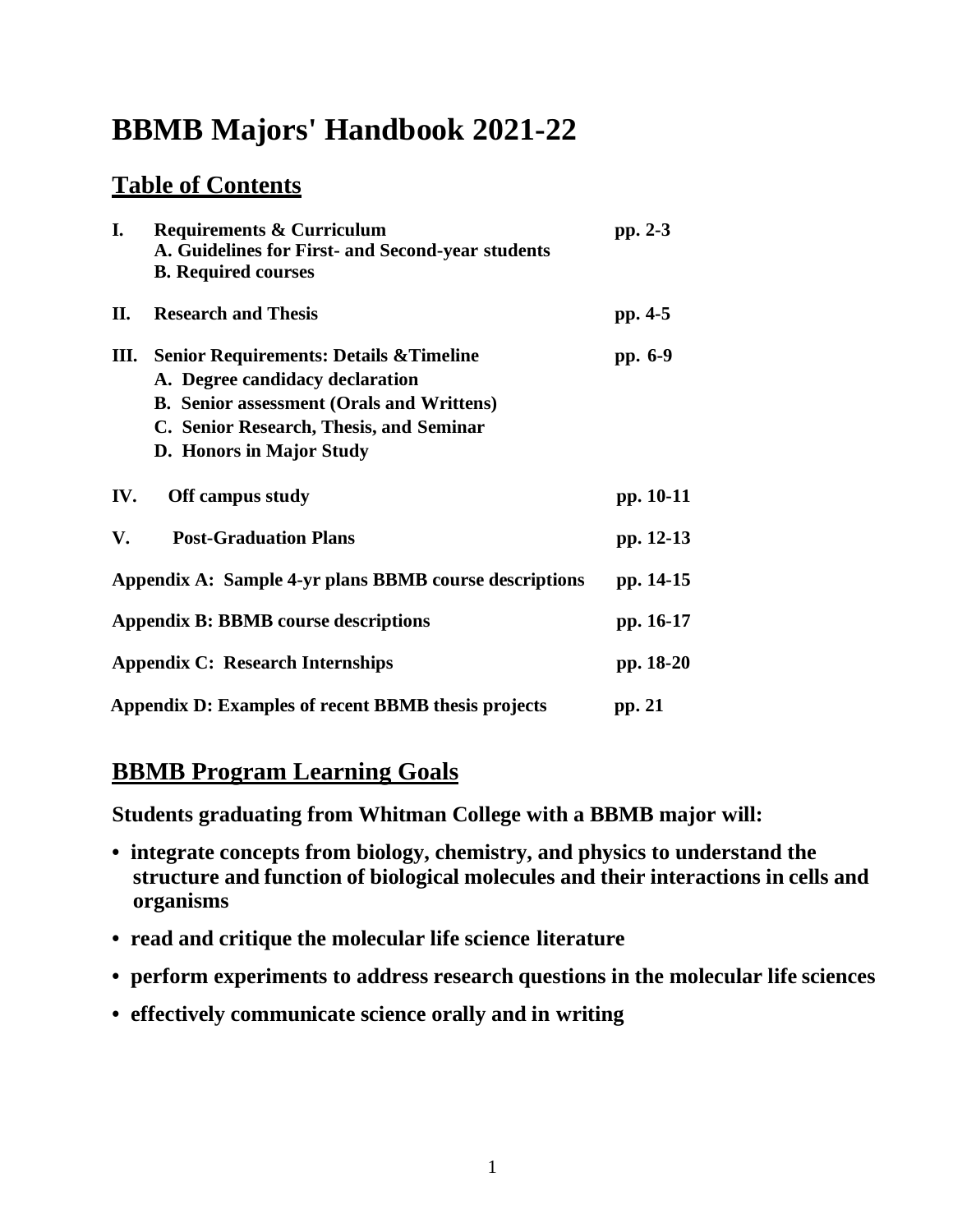# BBMB Majors' Handbook 2021-22

## Table of Contents

| | | |
|---|---|---|
| **I.** | **Requirements & Curriculum**<br>**A. Guidelines for First- and Second-year students**<br>**B. Required courses** | **pp. 2-3** |
| **II.** | **Research and Thesis** | **pp. 4-5** |
| **III.** | **Senior Requirements: Details &Timeline**<br>**A. Degree candidacy declaration**<br>**B. Senior assessment (Orals and Writtens)**<br>**C. Senior Research, Thesis, and Seminar**<br>**D. Honors in Major Study** | **pp. 6-9** |
| **IV.** | **Off campus study** | **pp. 10-11** |
| **V.** | **Post-Graduation Plans** | **pp. 12-13** |
| | **Appendix A: Sample 4-yr plans BBMB course descriptions** | **pp. 14-15** |
| | **Appendix B: BBMB course descriptions** | **pp. 16-17** |
| | **Appendix C: Research Internships** | **pp. 18-20** |
| | **Appendix D: Examples of recent BBMB thesis projects** | **pp. 21** |

## BBMB Program Learning Goals

**Students graduating from Whitman College with a BBMB major will:**

- **integrate concepts from biology, chemistry, and physics to understand the structure and function of biological molecules and their interactions in cells and organisms**
- **read and critique the molecular life science literature**
- **perform experiments to address research questions in the molecular life sciences**
- **effectively communicate science orally and in writing**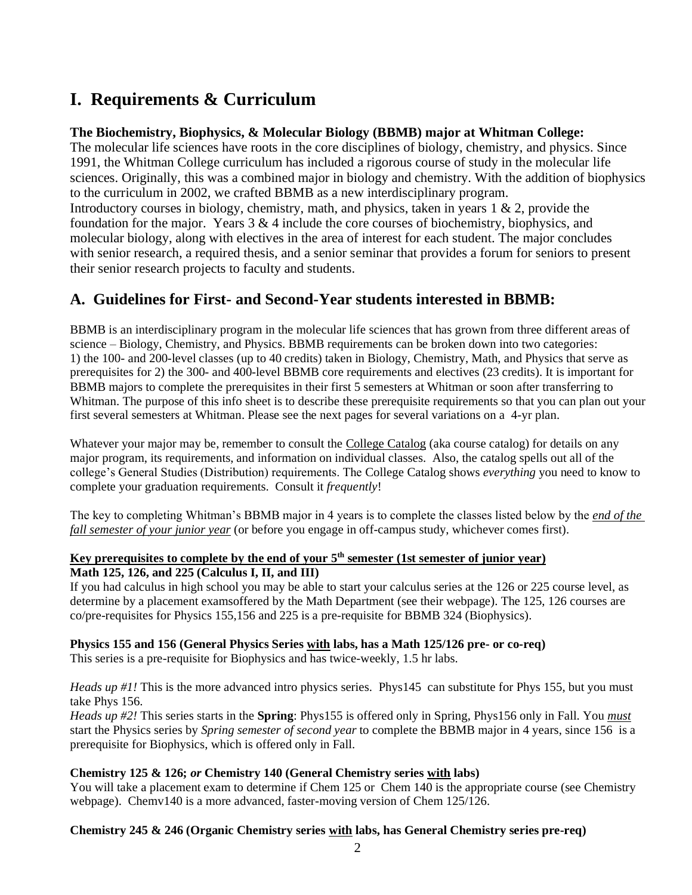# I. Requirements & Curriculum

**The Biochemistry, Biophysics, & Molecular Biology (BBMB) major at Whitman College:**
The molecular life sciences have roots in the core disciplines of biology, chemistry, and physics. Since 1991, the Whitman College curriculum has included a rigorous course of study in the molecular life sciences. Originally, this was a combined major in biology and chemistry. With the addition of biophysics to the curriculum in 2002, we crafted BBMB as a new interdisciplinary program.
Introductory courses in biology, chemistry, math, and physics, taken in years 1 & 2, provide the foundation for the major. Years 3 & 4 include the core courses of biochemistry, biophysics, and molecular biology, along with electives in the area of interest for each student. The major concludes with senior research, a required thesis, and a senior seminar that provides a forum for seniors to present their senior research projects to faculty and students.

## A. Guidelines for First- and Second-Year students interested in BBMB:

BBMB is an interdisciplinary program in the molecular life sciences that has grown from three different areas of science – Biology, Chemistry, and Physics. BBMB requirements can be broken down into two categories: 1) the 100- and 200-level classes (up to 40 credits) taken in Biology, Chemistry, Math, and Physics that serve as prerequisites for 2) the 300- and 400-level BBMB core requirements and electives (23 credits). It is important for BBMB majors to complete the prerequisites in their first 5 semesters at Whitman or soon after transferring to Whitman. The purpose of this info sheet is to describe these prerequisite requirements so that you can plan out your first several semesters at Whitman. Please see the next pages for several variations on a 4-yr plan.

Whatever your major may be, remember to consult the College Catalog (aka course catalog) for details on any major program, its requirements, and information on individual classes. Also, the catalog spells out all of the college's General Studies (Distribution) requirements. The College Catalog shows *everything* you need to know to complete your graduation requirements. Consult it *frequently*!

The key to completing Whitman's BBMB major in 4 years is to complete the classes listed below by the ***end of the fall semester of your junior year*** (or before you engage in off-campus study, whichever comes first).

**Key prerequisites to complete by the end of your 5th semester (1st semester of junior year)**

**Math 125, 126, and 225 (Calculus I, II, and III)**
If you had calculus in high school you may be able to start your calculus series at the 126 or 225 course level, as determine by a placement examsoffered by the Math Department (see their webpage). The 125, 126 courses are co/pre-requisites for Physics 155,156 and 225 is a pre-requisite for BBMB 324 (Biophysics).

**Physics 155 and 156 (General Physics Series with labs, has a Math 125/126 pre- or co-req)**
This series is a pre-requisite for Biophysics and has twice-weekly, 1.5 hr labs.

*Heads up #1!* This is the more advanced intro physics series. Phys145 can substitute for Phys 155, but you must take Phys 156.
*Heads up #2!* This series starts in the **Spring**: Phys155 is offered only in Spring, Phys156 only in Fall. You ***must*** start the Physics series by *Spring semester of second year* to complete the BBMB major in 4 years, since 156 is a prerequisite for Biophysics, which is offered only in Fall.

**Chemistry 125 & 126; *or* Chemistry 140 (General Chemistry series with labs)**
You will take a placement exam to determine if Chem 125 or Chem 140 is the appropriate course (see Chemistry webpage). Chemv140 is a more advanced, faster-moving version of Chem 125/126.

**Chemistry 245 & 246 (Organic Chemistry series with labs, has General Chemistry series pre-req)**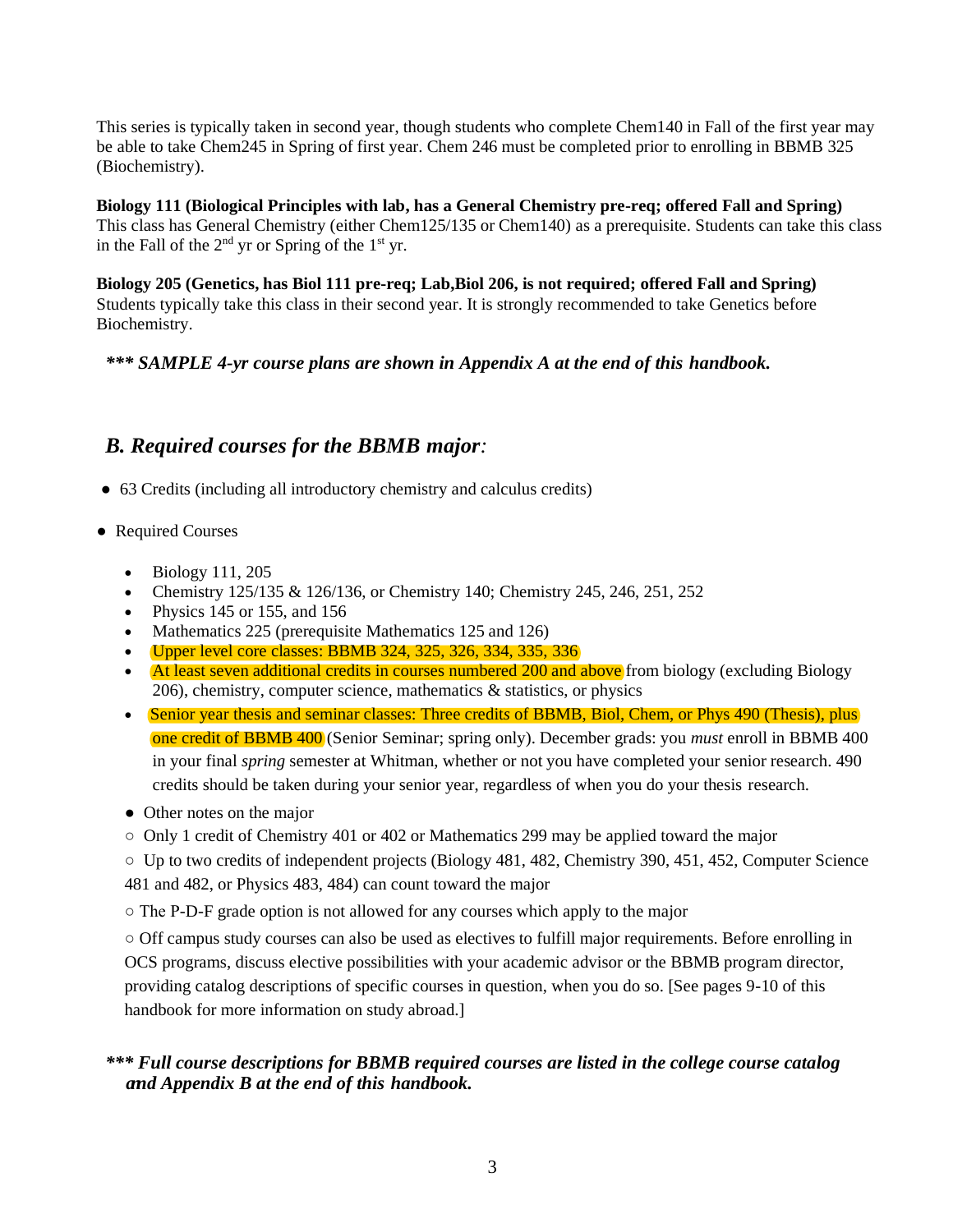This series is typically taken in second year, though students who complete Chem140 in Fall of the first year may be able to take Chem245 in Spring of first year. Chem 246 must be completed prior to enrolling in BBMB 325 (Biochemistry).

**Biology 111 (Biological Principles with lab, has a General Chemistry pre-req; offered Fall and Spring)**
This class has General Chemistry (either Chem125/135 or Chem140) as a prerequisite. Students can take this class in the Fall of the 2nd yr or Spring of the 1st yr.

**Biology 205 (Genetics, has Biol 111 pre-req; Lab,Biol 206, is not required; offered Fall and Spring)**
Students typically take this class in their second year. It is strongly recommended to take Genetics before Biochemistry.

***\*\*\* SAMPLE 4-yr course plans are shown in Appendix A at the end of this handbook.***

## *B. Required courses for the BBMB major:*

- 63 Credits (including all introductory chemistry and calculus credits)
- Required Courses
  - Biology 111, 205
  - Chemistry 125/135 & 126/136, or Chemistry 140; Chemistry 245, 246, 251, 252
  - Physics 145 or 155, and 156
  - Mathematics 225 (prerequisite Mathematics 125 and 126)
  - Upper level core classes: BBMB 324, 325, 326, 334, 335, 336
  - At least seven additional credits in courses numbered 200 and above from biology (excluding Biology 206), chemistry, computer science, mathematics & statistics, or physics
  - Senior year thesis and seminar classes: Three credits of BBMB, Biol, Chem, or Phys 490 (Thesis), plus one credit of BBMB 400 (Senior Seminar; spring only). December grads: you *must* enroll in BBMB 400 in your final *spring* semester at Whitman, whether or not you have completed your senior research. 490 credits should be taken during your senior year, regardless of when you do your thesis research.
- Other notes on the major
  - Only 1 credit of Chemistry 401 or 402 or Mathematics 299 may be applied toward the major
  - Up to two credits of independent projects (Biology 481, 482, Chemistry 390, 451, 452, Computer Science 481 and 482, or Physics 483, 484) can count toward the major
  - The P-D-F grade option is not allowed for any courses which apply to the major
  - Off campus study courses can also be used as electives to fulfill major requirements. Before enrolling in OCS programs, discuss elective possibilities with your academic advisor or the BBMB program director, providing catalog descriptions of specific courses in question, when you do so. [See pages 9-10 of this handbook for more information on study abroad.]

***\*\*\* Full course descriptions for BBMB required courses are listed in the college course catalog and Appendix B at the end of this handbook.***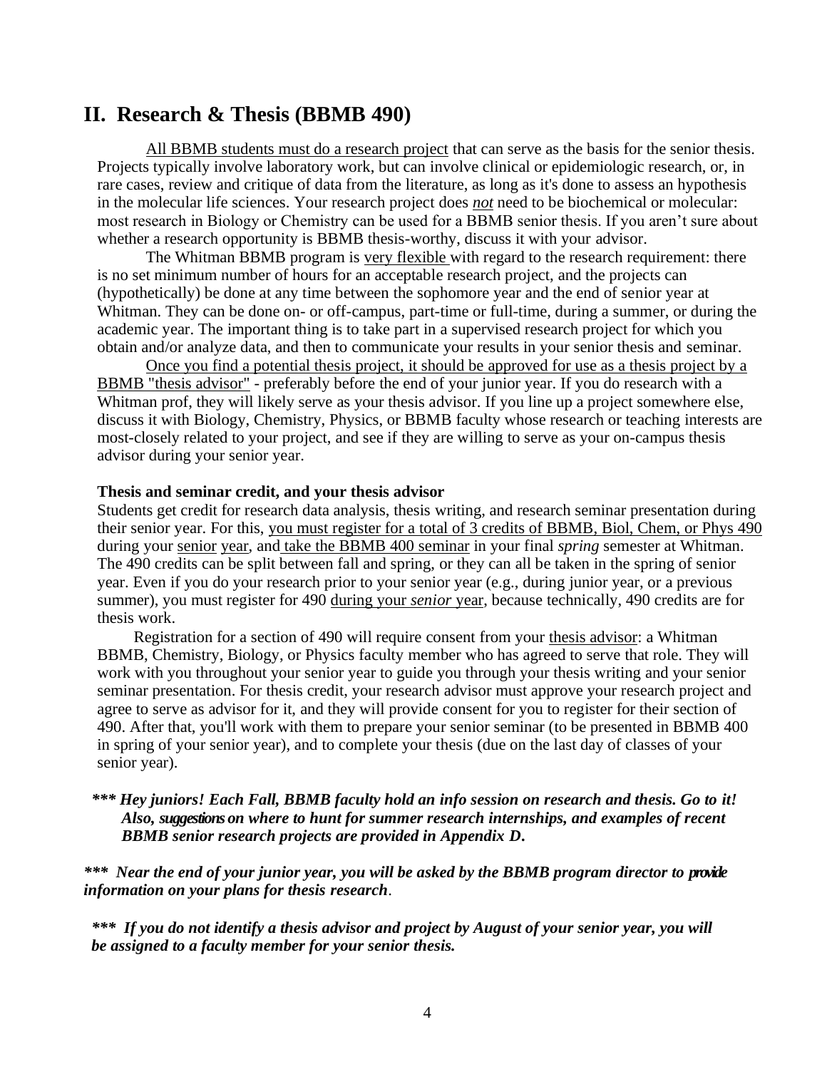## II. Research & Thesis (BBMB 490)

All BBMB students must do a research project that can serve as the basis for the senior thesis. Projects typically involve laboratory work, but can involve clinical or epidemiologic research, or, in rare cases, review and critique of data from the literature, as long as it's done to assess an hypothesis in the molecular life sciences. Your research project does ***not*** need to be biochemical or molecular: most research in Biology or Chemistry can be used for a BBMB senior thesis. If you aren't sure about whether a research opportunity is BBMB thesis-worthy, discuss it with your advisor.

The Whitman BBMB program is very flexible with regard to the research requirement: there is no set minimum number of hours for an acceptable research project, and the projects can (hypothetically) be done at any time between the sophomore year and the end of senior year at Whitman. They can be done on- or off-campus, part-time or full-time, during a summer, or during the academic year. The important thing is to take part in a supervised research project for which you obtain and/or analyze data, and then to communicate your results in your senior thesis and seminar.

Once you find a potential thesis project, it should be approved for use as a thesis project by a BBMB "thesis advisor" - preferably before the end of your junior year. If you do research with a Whitman prof, they will likely serve as your thesis advisor. If you line up a project somewhere else, discuss it with Biology, Chemistry, Physics, or BBMB faculty whose research or teaching interests are most-closely related to your project, and see if they are willing to serve as your on-campus thesis advisor during your senior year.

**Thesis and seminar credit, and your thesis advisor**

Students get credit for research data analysis, thesis writing, and research seminar presentation during their senior year. For this, you must register for a total of 3 credits of BBMB, Biol, Chem, or Phys 490 during your senior year, and take the BBMB 400 seminar in your final *spring* semester at Whitman. The 490 credits can be split between fall and spring, or they can all be taken in the spring of senior year. Even if you do your research prior to your senior year (e.g., during junior year, or a previous summer), you must register for 490 during your *senior* year, because technically, 490 credits are for thesis work.

Registration for a section of 490 will require consent from your thesis advisor: a Whitman BBMB, Chemistry, Biology, or Physics faculty member who has agreed to serve that role. They will work with you throughout your senior year to guide you through your thesis writing and your senior seminar presentation. For thesis credit, your research advisor must approve your research project and agree to serve as advisor for it, and they will provide consent for you to register for their section of 490. After that, you'll work with them to prepare your senior seminar (to be presented in BBMB 400 in spring of your senior year), and to complete your thesis (due on the last day of classes of your senior year).

***\*\*\* Hey juniors! Each Fall, BBMB faculty hold an info session on research and thesis. Go to it! Also, suggestions on where to hunt for summer research internships, and examples of recent BBMB senior research projects are provided in Appendix D.***

***\*\*\* Near the end of your junior year, you will be asked by the BBMB program director to provide information on your plans for thesis research***.

***\*\*\* If you do not identify a thesis advisor and project by August of your senior year, you will be assigned to a faculty member for your senior thesis.***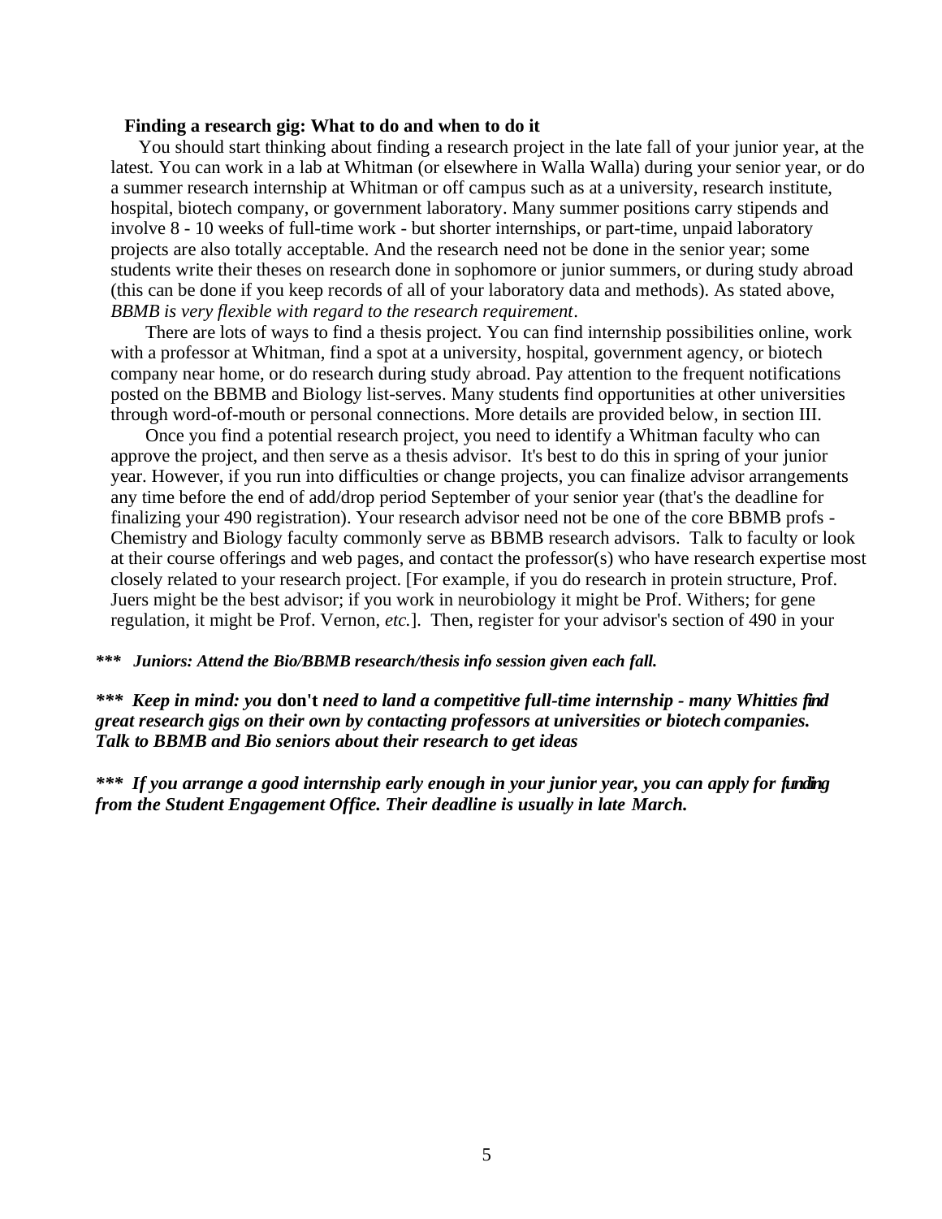**Finding a research gig: What to do and when to do it**

You should start thinking about finding a research project in the late fall of your junior year, at the latest. You can work in a lab at Whitman (or elsewhere in Walla Walla) during your senior year, or do a summer research internship at Whitman or off campus such as at a university, research institute, hospital, biotech company, or government laboratory. Many summer positions carry stipends and involve 8 - 10 weeks of full-time work - but shorter internships, or part-time, unpaid laboratory projects are also totally acceptable. And the research need not be done in the senior year; some students write their theses on research done in sophomore or junior summers, or during study abroad (this can be done if you keep records of all of your laboratory data and methods). As stated above, *BBMB is very flexible with regard to the research requirement*.

There are lots of ways to find a thesis project. You can find internship possibilities online, work with a professor at Whitman, find a spot at a university, hospital, government agency, or biotech company near home, or do research during study abroad. Pay attention to the frequent notifications posted on the BBMB and Biology list-serves. Many students find opportunities at other universities through word-of-mouth or personal connections. More details are provided below, in section III.

Once you find a potential research project, you need to identify a Whitman faculty who can approve the project, and then serve as a thesis advisor. It's best to do this in spring of your junior year. However, if you run into difficulties or change projects, you can finalize advisor arrangements any time before the end of add/drop period September of your senior year (that's the deadline for finalizing your 490 registration). Your research advisor need not be one of the core BBMB profs - Chemistry and Biology faculty commonly serve as BBMB research advisors. Talk to faculty or look at their course offerings and web pages, and contact the professor(s) who have research expertise most closely related to your research project. [For example, if you do research in protein structure, Prof. Juers might be the best advisor; if you work in neurobiology it might be Prof. Withers; for gene regulation, it might be Prof. Vernon, *etc.*]. Then, register for your advisor's section of 490 in your

***\*\*\* Juniors: Attend the Bio/BBMB research/thesis info session given each fall.***

***\*\*\* Keep in mind: you* don't *need to land a competitive full-time internship - many Whitties find great research gigs on their own by contacting professors at universities or biotech companies. Talk to BBMB and Bio seniors about their research to get ideas***

***\*\*\* If you arrange a good internship early enough in your junior year, you can apply for funding from the Student Engagement Office. Their deadline is usually in late March.***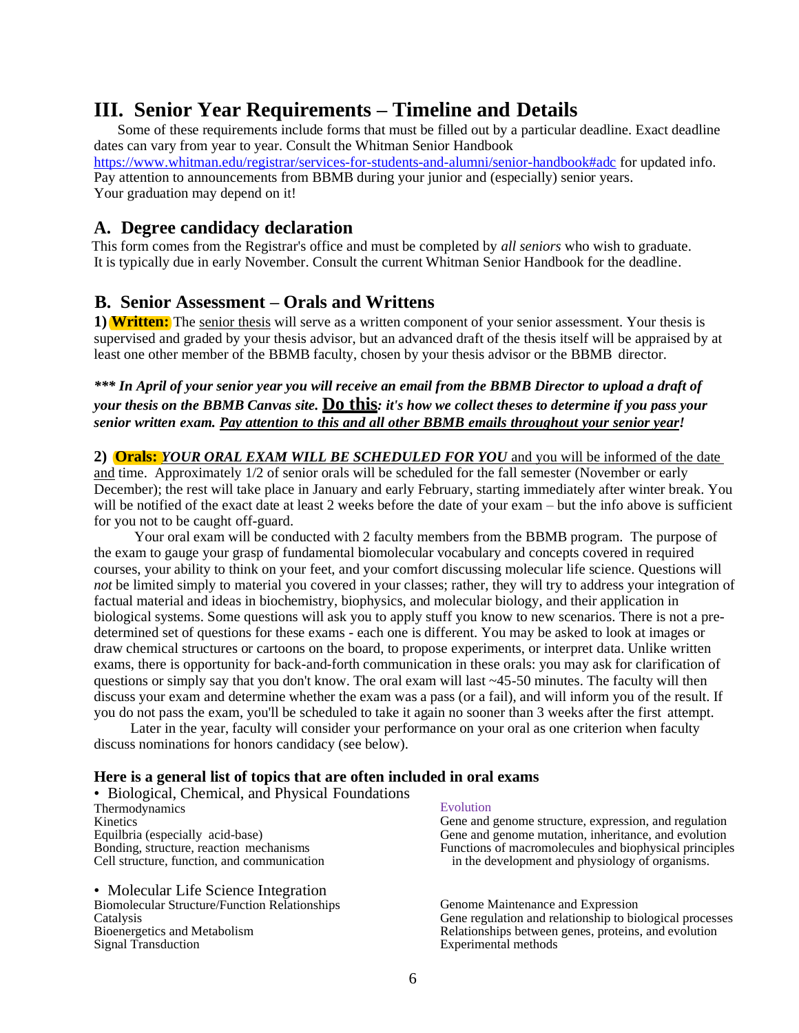# III. Senior Year Requirements – Timeline and Details

Some of these requirements include forms that must be filled out by a particular deadline. Exact deadline dates can vary from year to year. Consult the Whitman Senior Handbook https://www.whitman.edu/registrar/services-for-students-and-alumni/senior-handbook#adc for updated info. Pay attention to announcements from BBMB during your junior and (especially) senior years. Your graduation may depend on it!

## A. Degree candidacy declaration

This form comes from the Registrar's office and must be completed by *all seniors* who wish to graduate. It is typically due in early November. Consult the current Whitman Senior Handbook for the deadline.

## B. Senior Assessment – Orals and Writtens

**1) Written:** The senior thesis will serve as a written component of your senior assessment. Your thesis is supervised and graded by your thesis advisor, but an advanced draft of the thesis itself will be appraised by at least one other member of the BBMB faculty, chosen by your thesis advisor or the BBMB director.

***\*\*\* In April of your senior year you will receive an email from the BBMB Director to upload a draft of your thesis on the BBMB Canvas site. Do this: it's how we collect theses to determine if you pass your senior written exam. Pay attention to this and all other BBMB emails throughout your senior year!***

**2) Orals:** ***YOUR ORAL EXAM WILL BE SCHEDULED FOR YOU*** and you will be informed of the date and time. Approximately 1/2 of senior orals will be scheduled for the fall semester (November or early December); the rest will take place in January and early February, starting immediately after winter break. You will be notified of the exact date at least 2 weeks before the date of your exam – but the info above is sufficient for you not to be caught off-guard.

Your oral exam will be conducted with 2 faculty members from the BBMB program. The purpose of the exam to gauge your grasp of fundamental biomolecular vocabulary and concepts covered in required courses, your ability to think on your feet, and your comfort discussing molecular life science. Questions will *not* be limited simply to material you covered in your classes; rather, they will try to address your integration of factual material and ideas in biochemistry, biophysics, and molecular biology, and their application in biological systems. Some questions will ask you to apply stuff you know to new scenarios. There is not a pre-determined set of questions for these exams - each one is different. You may be asked to look at images or draw chemical structures or cartoons on the board, to propose experiments, or interpret data. Unlike written exams, there is opportunity for back-and-forth communication in these orals: you may ask for clarification of questions or simply say that you don't know. The oral exam will last ~45-50 minutes. The faculty will then discuss your exam and determine whether the exam was a pass (or a fail), and will inform you of the result. If you do not pass the exam, you'll be scheduled to take it again no sooner than 3 weeks after the first attempt.

Later in the year, faculty will consider your performance on your oral as one criterion when faculty discuss nominations for honors candidacy (see below).

### Here is a general list of topics that are often included in oral exams

- Biological, Chemical, and Physical Foundations
  - Thermodynamics
  - Kinetics
  - Equilbria (especially acid-base)
  - Bonding, structure, reaction mechanisms
  - Cell structure, function, and communication
  - Evolution
  - Gene and genome structure, expression, and regulation
  - Gene and genome mutation, inheritance, and evolution
  - Functions of macromolecules and biophysical principles in the development and physiology of organisms.

- Molecular Life Science Integration
  - Biomolecular Structure/Function Relationships
  - Catalysis
  - Bioenergetics and Metabolism
  - Signal Transduction
  - Genome Maintenance and Expression
  - Gene regulation and relationship to biological processes
  - Relationships between genes, proteins, and evolution
  - Experimental methods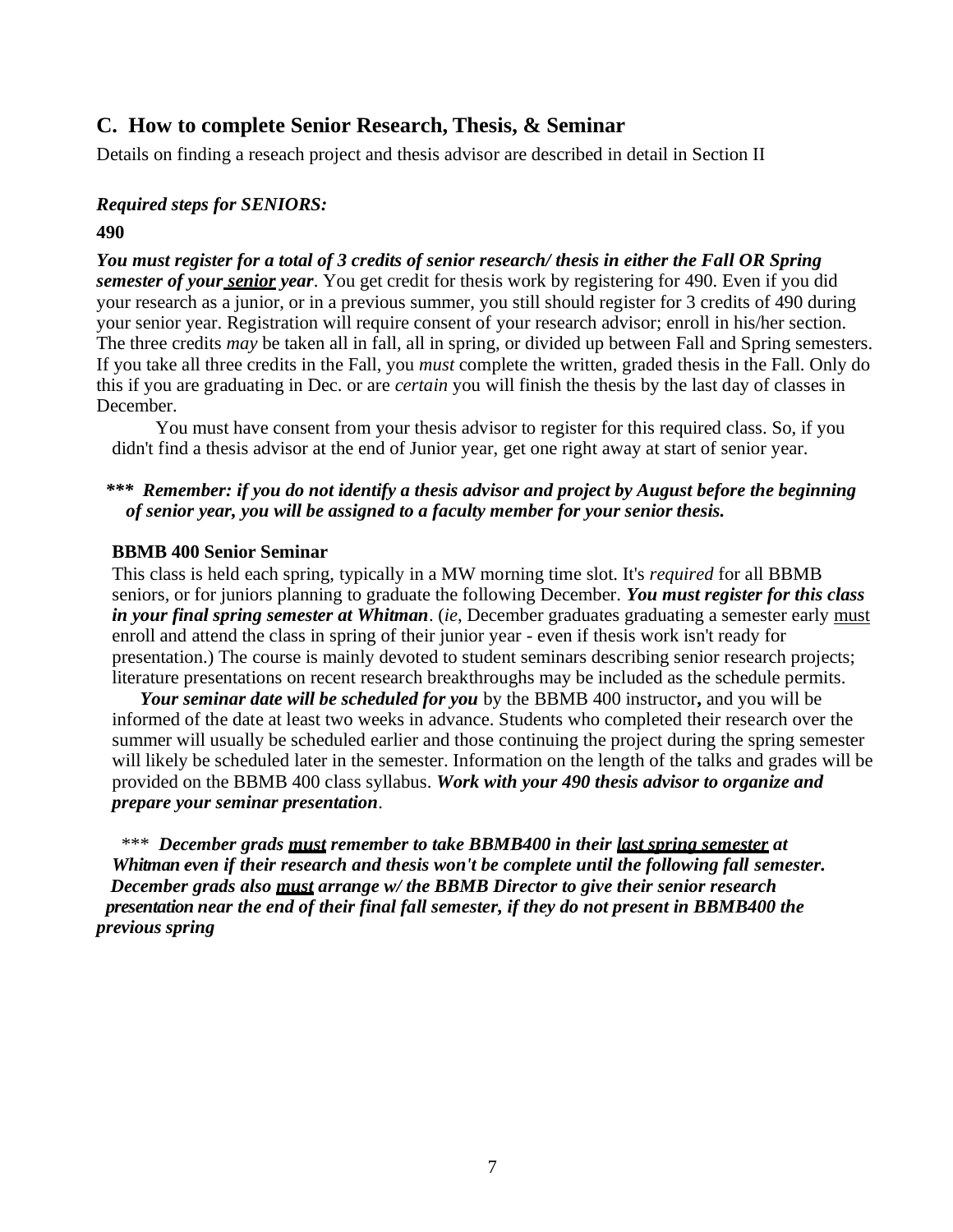## C. How to complete Senior Research, Thesis, & Seminar

Details on finding a reseach project and thesis advisor are described in detail in Section II

***Required steps for SENIORS:***

**490**

***You must register for a total of 3 credits of senior research/ thesis in either the Fall OR Spring semester of your <u>senior</u> year***. You get credit for thesis work by registering for 490. Even if you did your research as a junior, or in a previous summer, you still should register for 3 credits of 490 during your senior year. Registration will require consent of your research advisor; enroll in his/her section. The three credits *may* be taken all in fall, all in spring, or divided up between Fall and Spring semesters. If you take all three credits in the Fall, you *must* complete the written, graded thesis in the Fall. Only do this if you are graduating in Dec. or are *certain* you will finish the thesis by the last day of classes in December.

You must have consent from your thesis advisor to register for this required class. So, if you didn't find a thesis advisor at the end of Junior year, get one right away at start of senior year.

***\*\*\* Remember: if you do not identify a thesis advisor and project by August before the beginning of senior year, you will be assigned to a faculty member for your senior thesis.***

**BBMB 400 Senior Seminar**

This class is held each spring, typically in a MW morning time slot. It's *required* for all BBMB seniors, or for juniors planning to graduate the following December. ***You must register for this class in your final spring semester at Whitman***. (*ie*, December graduates graduating a semester early <u>must</u> enroll and attend the class in spring of their junior year - even if thesis work isn't ready for presentation.) The course is mainly devoted to student seminars describing senior research projects; literature presentations on recent research breakthroughs may be included as the schedule permits.

***Your seminar date will be scheduled for you*** by the BBMB 400 instructor**,** and you will be informed of the date at least two weeks in advance. Students who completed their research over the summer will usually be scheduled earlier and those continuing the project during the spring semester will likely be scheduled later in the semester. Information on the length of the talks and grades will be provided on the BBMB 400 class syllabus. ***Work with your 490 thesis advisor to organize and prepare your seminar presentation***.

\*\*\* ***December grads <u>must</u> remember to take BBMB400 in their <u>last spring semester</u> at Whitman even if their research and thesis won't be complete until the following fall semester. December grads also <u>must</u> arrange w/ the BBMB Director to give their senior research presentation near the end of their final fall semester, if they do not present in BBMB400 the previous spring***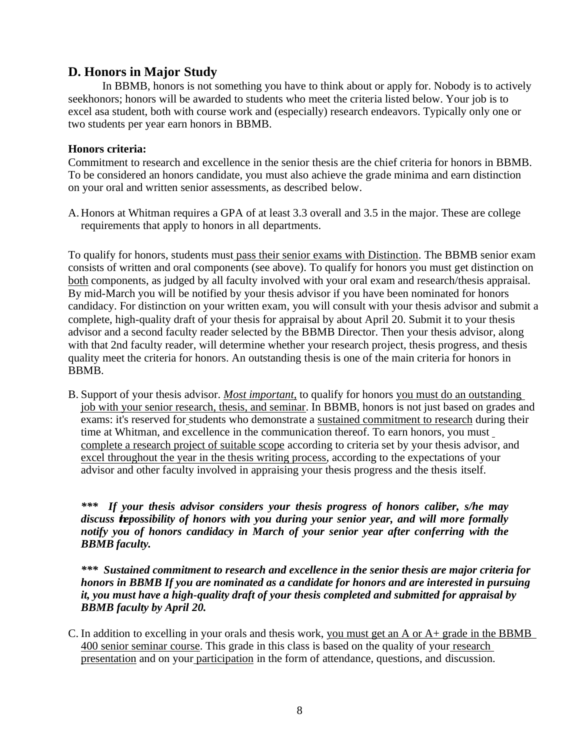## D. Honors in Major Study

In BBMB, honors is not something you have to think about or apply for. Nobody is to actively seekhonors; honors will be awarded to students who meet the criteria listed below. Your job is to excel asa student, both with course work and (especially) research endeavors. Typically only one or two students per year earn honors in BBMB.

**Honors criteria:**

Commitment to research and excellence in the senior thesis are the chief criteria for honors in BBMB. To be considered an honors candidate, you must also achieve the grade minima and earn distinction on your oral and written senior assessments, as described below.

A. Honors at Whitman requires a GPA of at least 3.3 overall and 3.5 in the major. These are college requirements that apply to honors in all departments.

To qualify for honors, students must pass their senior exams with Distinction. The BBMB senior exam consists of written and oral components (see above). To qualify for honors you must get distinction on both components, as judged by all faculty involved with your oral exam and research/thesis appraisal. By mid-March you will be notified by your thesis advisor if you have been nominated for honors candidacy. For distinction on your written exam, you will consult with your thesis advisor and submit a complete, high-quality draft of your thesis for appraisal by about April 20. Submit it to your thesis advisor and a second faculty reader selected by the BBMB Director. Then your thesis advisor, along with that 2nd faculty reader, will determine whether your research project, thesis progress, and thesis quality meet the criteria for honors. An outstanding thesis is one of the main criteria for honors in BBMB.

B. Support of your thesis advisor. ***Most important***, to qualify for honors you must do an outstanding job with your senior research, thesis, and seminar. In BBMB, honors is not just based on grades and exams: it's reserved for students who demonstrate a sustained commitment to research during their time at Whitman, and excellence in the communication thereof. To earn honors, you must complete a research project of suitable scope according to criteria set by your thesis advisor, and excel throughout the year in the thesis writing process, according to the expectations of your advisor and other faculty involved in appraising your thesis progress and the thesis itself.

***\*\*\* If your thesis advisor considers your thesis progress of honors caliber, s/he may discuss thepossibility of honors with you during your senior year, and will more formally notify you of honors candidacy in March of your senior year after conferring with the BBMB faculty.***

***\*\*\* Sustained commitment to research and excellence in the senior thesis are major criteria for honors in BBMB If you are nominated as a candidate for honors and are interested in pursuing it, you must have a high-quality draft of your thesis completed and submitted for appraisal by BBMB faculty by April 20.***

C. In addition to excelling in your orals and thesis work, you must get an A or A+ grade in the BBMB 400 senior seminar course. This grade in this class is based on the quality of your research presentation and on your participation in the form of attendance, questions, and discussion.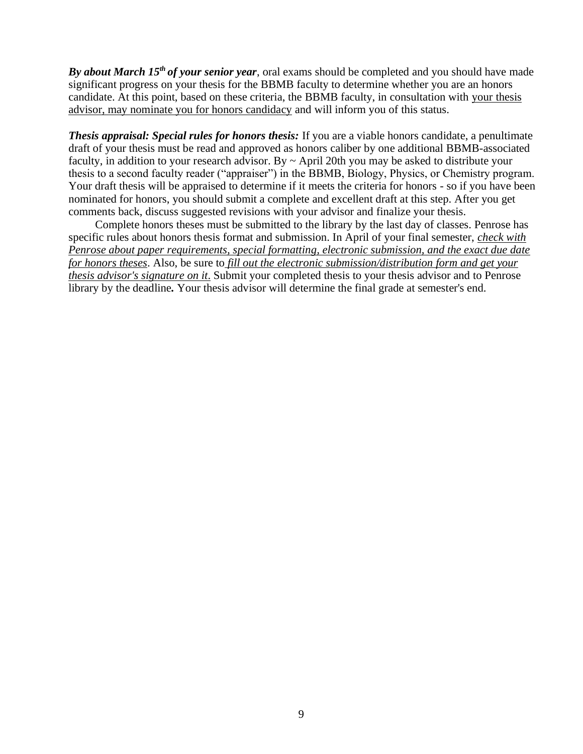***By about March 15th of your senior year***, oral exams should be completed and you should have made significant progress on your thesis for the BBMB faculty to determine whether you are an honors candidate. At this point, based on these criteria, the BBMB faculty, in consultation with your thesis advisor, may nominate you for honors candidacy and will inform you of this status.

***Thesis appraisal: Special rules for honors thesis:*** If you are a viable honors candidate, a penultimate draft of your thesis must be read and approved as honors caliber by one additional BBMB-associated faculty, in addition to your research advisor. By ~ April 20th you may be asked to distribute your thesis to a second faculty reader ("appraiser") in the BBMB, Biology, Physics, or Chemistry program. Your draft thesis will be appraised to determine if it meets the criteria for honors - so if you have been nominated for honors, you should submit a complete and excellent draft at this step. After you get comments back, discuss suggested revisions with your advisor and finalize your thesis.

Complete honors theses must be submitted to the library by the last day of classes. Penrose has specific rules about honors thesis format and submission. In April of your final semester, *check with Penrose about paper requirements, special formatting, electronic submission, and the exact due date for honors theses*. Also, be sure to *fill out the electronic submission/distribution form and get your thesis advisor's signature on it*. Submit your completed thesis to your thesis advisor and to Penrose library by the deadline**.** Your thesis advisor will determine the final grade at semester's end.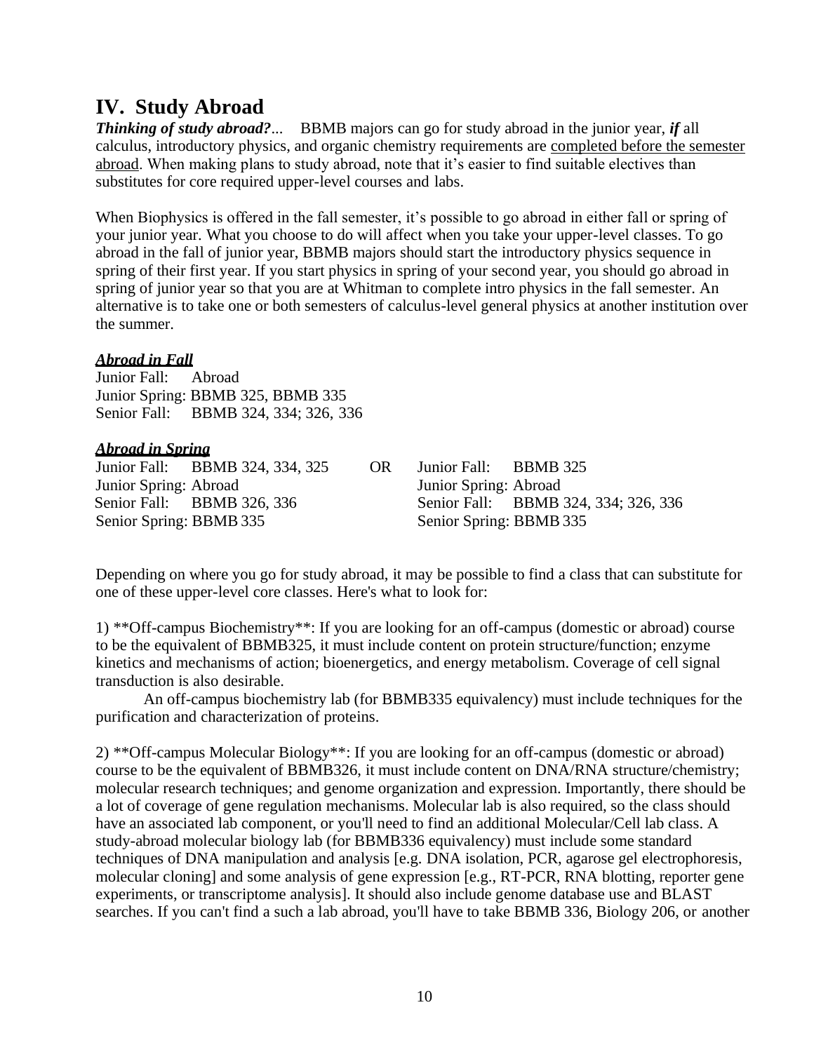# IV. Study Abroad

***Thinking of study abroad?...*** BBMB majors can go for study abroad in the junior year, ***if*** all calculus, introductory physics, and organic chemistry requirements are completed before the semester abroad. When making plans to study abroad, note that it's easier to find suitable electives than substitutes for core required upper-level courses and labs.

When Biophysics is offered in the fall semester, it's possible to go abroad in either fall or spring of your junior year. What you choose to do will affect when you take your upper-level classes. To go abroad in the fall of junior year, BBMB majors should start the introductory physics sequence in spring of their first year. If you start physics in spring of your second year, you should go abroad in spring of junior year so that you are at Whitman to complete intro physics in the fall semester. An alternative is to take one or both semesters of calculus-level general physics at another institution over the summer.

***Abroad in Fall***

Junior Fall: Abroad
Junior Spring: BBMB 325, BBMB 335
Senior Fall: BBMB 324, 334; 326, 336

***Abroad in Spring***

| Option 1 | | Option 2 |
|---|---|---|
| Junior Fall: BBMB 324, 334, 325 | OR | Junior Fall: BBMB 325 |
| Junior Spring: Abroad | | Junior Spring: Abroad |
| Senior Fall: BBMB 326, 336 | | Senior Fall: BBMB 324, 334; 326, 336 |
| Senior Spring: BBMB 335 | | Senior Spring: BBMB 335 |

Depending on where you go for study abroad, it may be possible to find a class that can substitute for one of these upper-level core classes. Here's what to look for:

1) **Off-campus Biochemistry**: If you are looking for an off-campus (domestic or abroad) course to be the equivalent of BBMB325, it must include content on protein structure/function; enzyme kinetics and mechanisms of action; bioenergetics, and energy metabolism. Coverage of cell signal transduction is also desirable.

An off-campus biochemistry lab (for BBMB335 equivalency) must include techniques for the purification and characterization of proteins.

2) **Off-campus Molecular Biology**: If you are looking for an off-campus (domestic or abroad) course to be the equivalent of BBMB326, it must include content on DNA/RNA structure/chemistry; molecular research techniques; and genome organization and expression. Importantly, there should be a lot of coverage of gene regulation mechanisms. Molecular lab is also required, so the class should have an associated lab component, or you'll need to find an additional Molecular/Cell lab class. A study-abroad molecular biology lab (for BBMB336 equivalency) must include some standard techniques of DNA manipulation and analysis [e.g. DNA isolation, PCR, agarose gel electrophoresis, molecular cloning] and some analysis of gene expression [e.g., RT-PCR, RNA blotting, reporter gene experiments, or transcriptome analysis]. It should also include genome database use and BLAST searches. If you can't find a such a lab abroad, you'll have to take BBMB 336, Biology 206, or another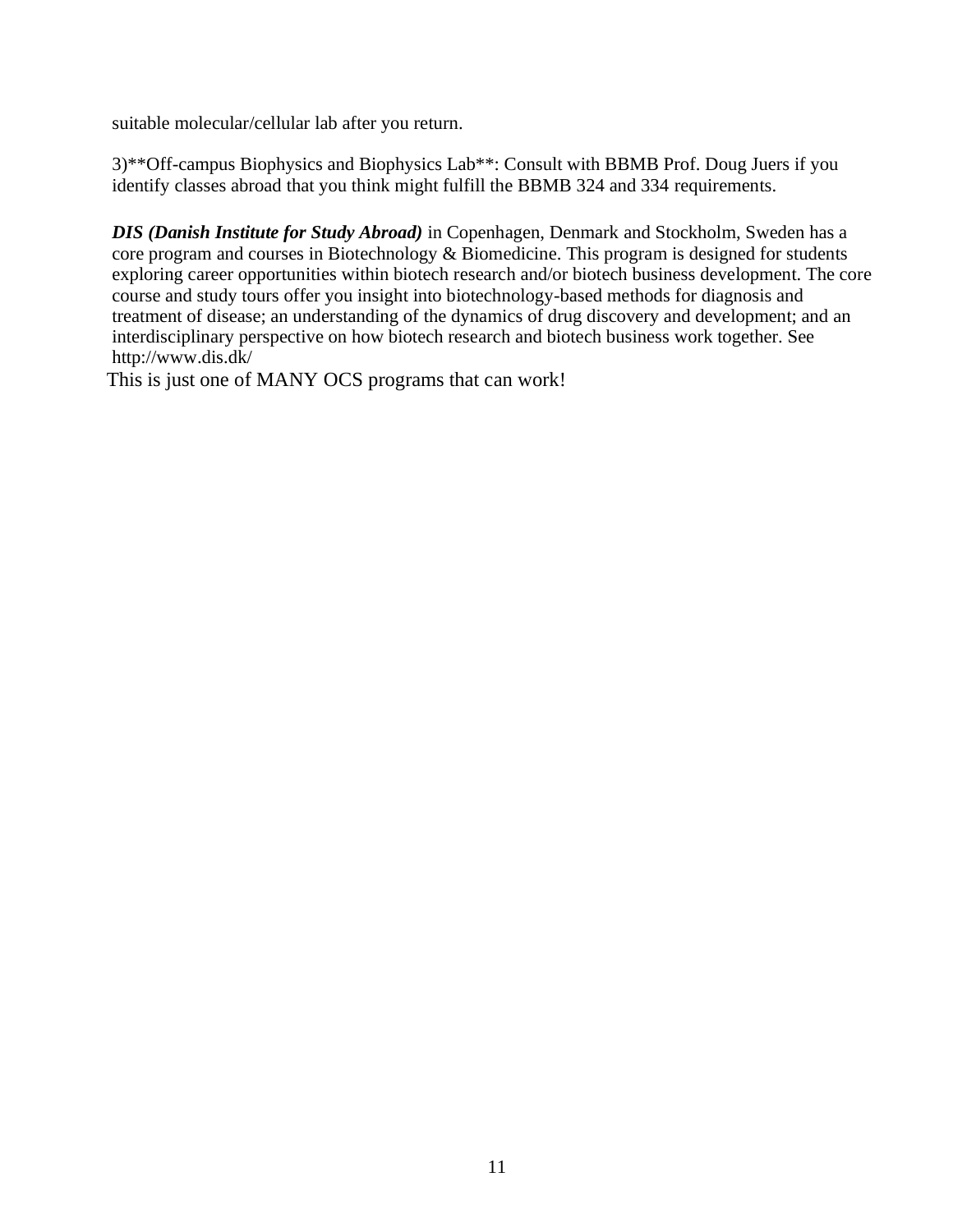suitable molecular/cellular lab after you return.

3)**Off-campus Biophysics and Biophysics Lab**: Consult with BBMB Prof. Doug Juers if you identify classes abroad that you think might fulfill the BBMB 324 and 334 requirements.

***DIS (Danish Institute for Study Abroad)*** in Copenhagen, Denmark and Stockholm, Sweden has a core program and courses in Biotechnology & Biomedicine. This program is designed for students exploring career opportunities within biotech research and/or biotech business development. The core course and study tours offer you insight into biotechnology-based methods for diagnosis and treatment of disease; an understanding of the dynamics of drug discovery and development; and an interdisciplinary perspective on how biotech research and biotech business work together. See http://www.dis.dk/

This is just one of MANY OCS programs that can work!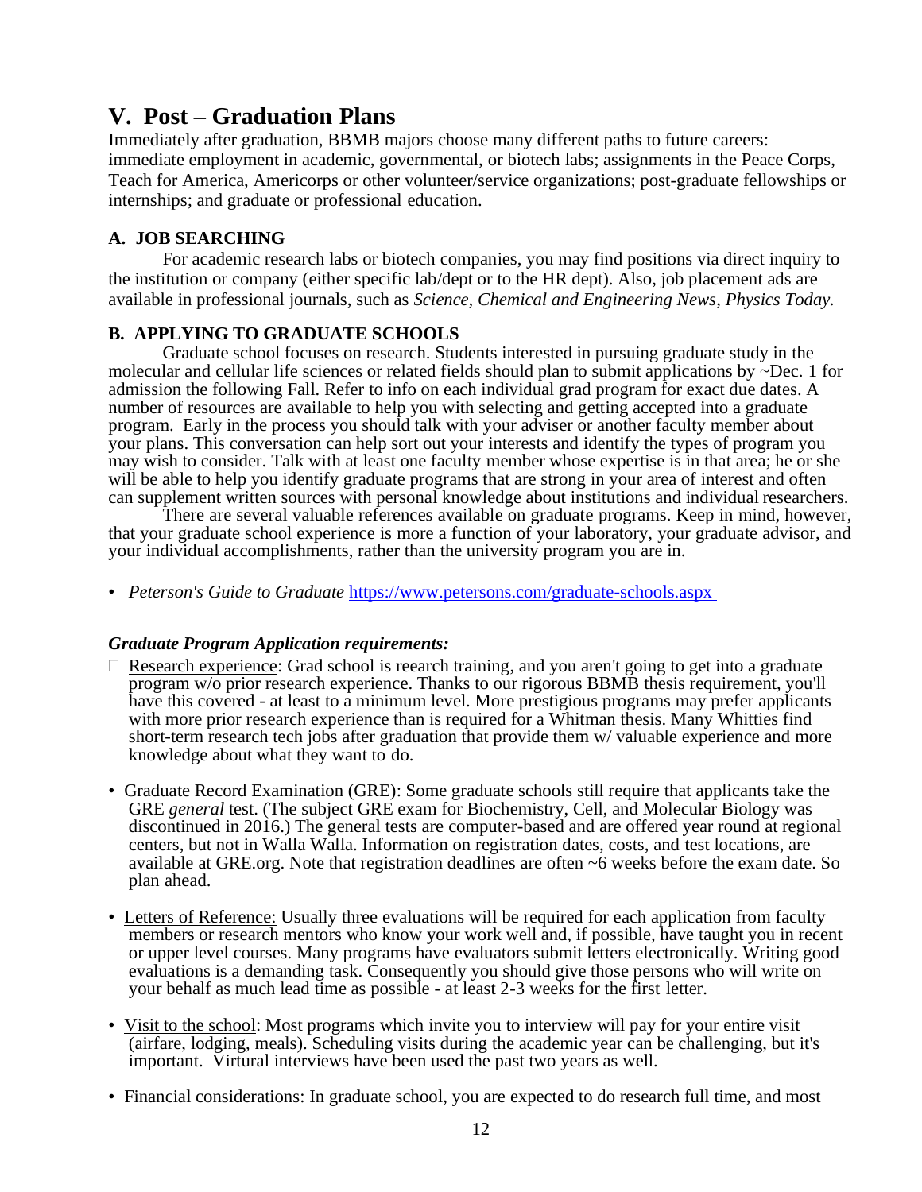# V. Post – Graduation Plans

Immediately after graduation, BBMB majors choose many different paths to future careers: immediate employment in academic, governmental, or biotech labs; assignments in the Peace Corps, Teach for America, Americorps or other volunteer/service organizations; post-graduate fellowships or internships; and graduate or professional education.

### A. JOB SEARCHING

For academic research labs or biotech companies, you may find positions via direct inquiry to the institution or company (either specific lab/dept or to the HR dept). Also, job placement ads are available in professional journals, such as *Science, Chemical and Engineering News*, *Physics Today.*

### B. APPLYING TO GRADUATE SCHOOLS

Graduate school focuses on research. Students interested in pursuing graduate study in the molecular and cellular life sciences or related fields should plan to submit applications by ~Dec. 1 for admission the following Fall. Refer to info on each individual grad program for exact due dates. A number of resources are available to help you with selecting and getting accepted into a graduate program. Early in the process you should talk with your adviser or another faculty member about your plans. This conversation can help sort out your interests and identify the types of program you may wish to consider. Talk with at least one faculty member whose expertise is in that area; he or she will be able to help you identify graduate programs that are strong in your area of interest and often can supplement written sources with personal knowledge about institutions and individual researchers.

There are several valuable references available on graduate programs. Keep in mind, however, that your graduate school experience is more a function of your laboratory, your graduate advisor, and your individual accomplishments, rather than the university program you are in.

- *Peterson's Guide to Graduate* https://www.petersons.com/graduate-schools.aspx

***Graduate Program Application requirements:***

- Research experience: Grad school is reearch training, and you aren't going to get into a graduate program w/o prior research experience. Thanks to our rigorous BBMB thesis requirement, you'll have this covered - at least to a minimum level. More prestigious programs may prefer applicants with more prior research experience than is required for a Whitman thesis. Many Whitties find short-term research tech jobs after graduation that provide them w/ valuable experience and more knowledge about what they want to do.

- Graduate Record Examination (GRE): Some graduate schools still require that applicants take the GRE *general* test. (The subject GRE exam for Biochemistry, Cell, and Molecular Biology was discontinued in 2016.) The general tests are computer-based and are offered year round at regional centers, but not in Walla Walla. Information on registration dates, costs, and test locations, are available at GRE.org. Note that registration deadlines are often ~6 weeks before the exam date. So plan ahead.

- Letters of Reference: Usually three evaluations will be required for each application from faculty members or research mentors who know your work well and, if possible, have taught you in recent or upper level courses. Many programs have evaluators submit letters electronically. Writing good evaluations is a demanding task. Consequently you should give those persons who will write on your behalf as much lead time as possible - at least 2-3 weeks for the first letter.

- Visit to the school: Most programs which invite you to interview will pay for your entire visit (airfare, lodging, meals). Scheduling visits during the academic year can be challenging, but it's important. Virtural interviews have been used the past two years as well.

- Financial considerations: In graduate school, you are expected to do research full time, and most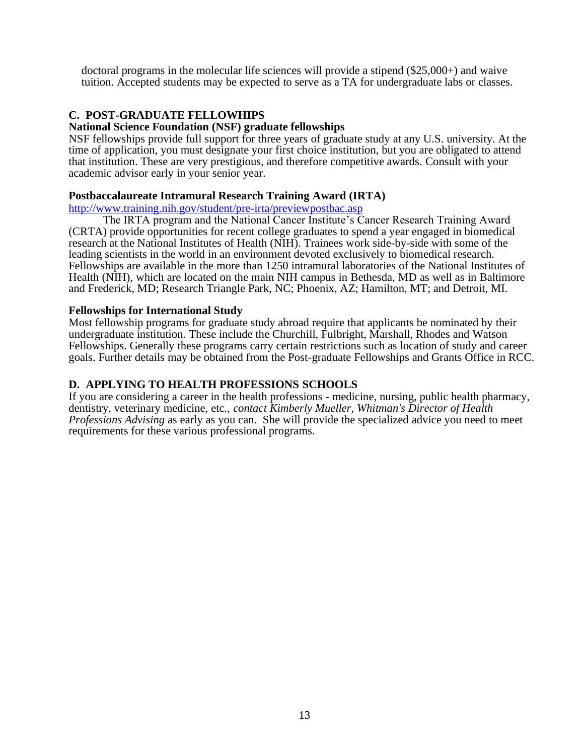doctoral programs in the molecular life sciences will provide a stipend ($25,000+) and waive tuition. Accepted students may be expected to serve as a TA for undergraduate labs or classes.

## C. POST-GRADUATE FELLOWHIPS

### National Science Foundation (NSF) graduate fellowships

NSF fellowships provide full support for three years of graduate study at any U.S. university. At the time of application, you must designate your first choice institution, but you are obligated to attend that institution. These are very prestigious, and therefore competitive awards. Consult with your academic advisor early in your senior year.

### Postbaccalaureate Intramural Research Training Award (IRTA)

http://www.training.nih.gov/student/pre-irta/previewpostbac.asp

The IRTA program and the National Cancer Institute's Cancer Research Training Award (CRTA) provide opportunities for recent college graduates to spend a year engaged in biomedical research at the National Institutes of Health (NIH). Trainees work side-by-side with some of the leading scientists in the world in an environment devoted exclusively to biomedical research. Fellowships are available in the more than 1250 intramural laboratories of the National Institutes of Health (NIH), which are located on the main NIH campus in Bethesda, MD as well as in Baltimore and Frederick, MD; Research Triangle Park, NC; Phoenix, AZ; Hamilton, MT; and Detroit, MI.

### Fellowships for International Study

Most fellowship programs for graduate study abroad require that applicants be nominated by their undergraduate institution. These include the Churchill, Fulbright, Marshall, Rhodes and Watson Fellowships. Generally these programs carry certain restrictions such as location of study and career goals. Further details may be obtained from the Post-graduate Fellowships and Grants Office in RCC.

## D. APPLYING TO HEALTH PROFESSIONS SCHOOLS

If you are considering a career in the health professions - medicine, nursing, public health pharmacy, dentistry, veterinary medicine, etc., *contact Kimberly Mueller, Whitman's Director of Health Professions Advising* as early as you can. She will provide the specialized advice you need to meet requirements for these various professional programs.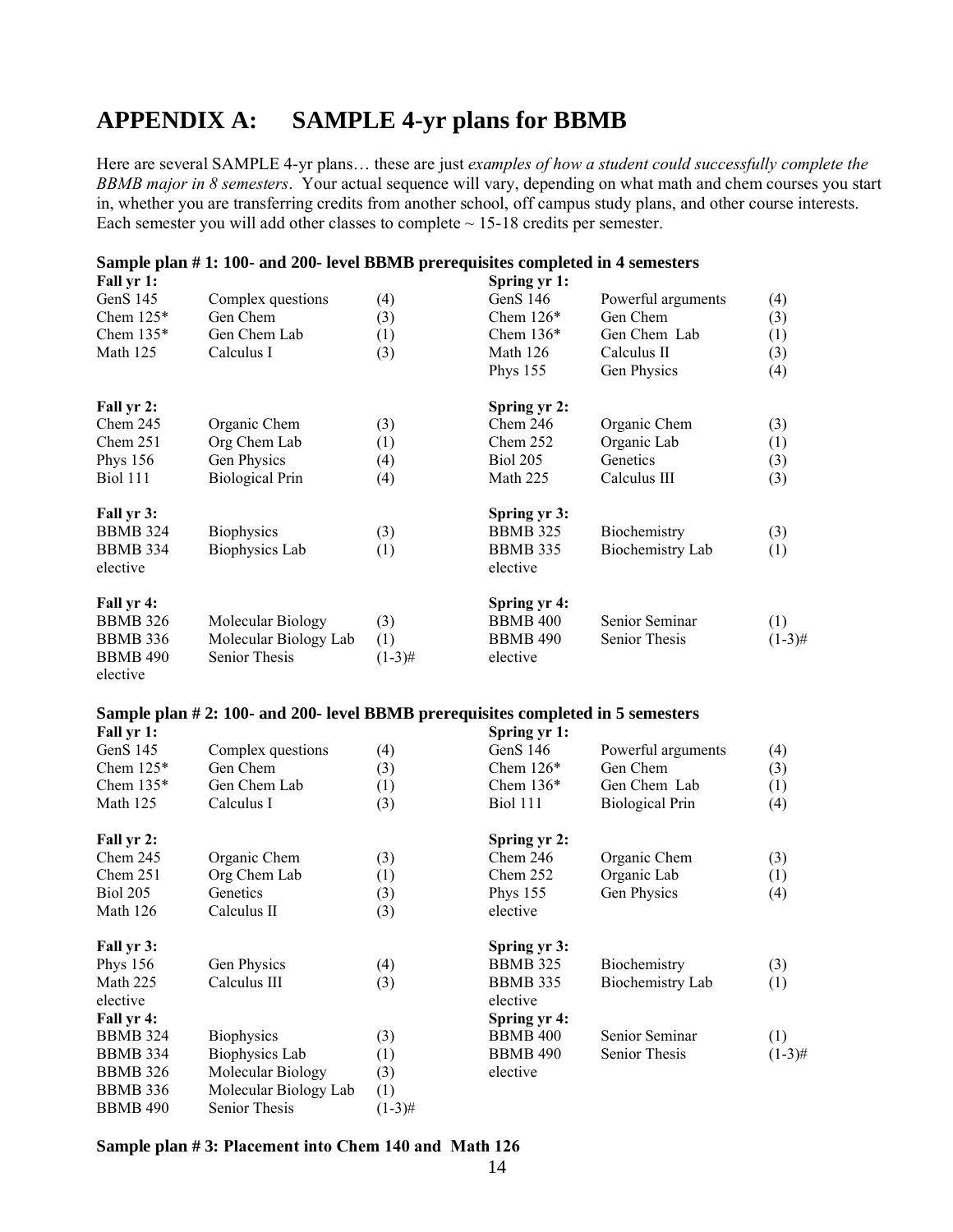# APPENDIX A: SAMPLE 4-yr plans for BBMB

Here are several SAMPLE 4-yr plans… these are just *examples of how a student could successfully complete the BBMB major in 8 semesters*. Your actual sequence will vary, depending on what math and chem courses you start in, whether you are transferring credits from another school, off campus study plans, and other course interests. Each semester you will add other classes to complete ~ 15-18 credits per semester.

**Sample plan # 1: 100- and 200- level BBMB prerequisites completed in 4 semesters**

| **Fall yr 1:** | | | **Spring yr 1:** | | |
|---|---|---|---|---|---|
| GenS 145 | Complex questions | (4) | GenS 146 | Powerful arguments | (4) |
| Chem 125* | Gen Chem | (3) | Chem 126* | Gen Chem | (3) |
| Chem 135* | Gen Chem Lab | (1) | Chem 136* | Gen Chem Lab | (1) |
| Math 125 | Calculus I | (3) | Math 126 | Calculus II | (3) |
| | | | Phys 155 | Gen Physics | (4) |
| **Fall yr 2:** | | | **Spring yr 2:** | | |
| Chem 245 | Organic Chem | (3) | Chem 246 | Organic Chem | (3) |
| Chem 251 | Org Chem Lab | (1) | Chem 252 | Organic Lab | (1) |
| Phys 156 | Gen Physics | (4) | Biol 205 | Genetics | (3) |
| Biol 111 | Biological Prin | (4) | Math 225 | Calculus III | (3) |
| **Fall yr 3:** | | | **Spring yr 3:** | | |
| BBMB 324 | Biophysics | (3) | BBMB 325 | Biochemistry | (3) |
| BBMB 334 | Biophysics Lab | (1) | BBMB 335 | Biochemistry Lab | (1) |
| elective | | | elective | | |
| **Fall yr 4:** | | | **Spring yr 4:** | | |
| BBMB 326 | Molecular Biology | (3) | BBMB 400 | Senior Seminar | (1) |
| BBMB 336 | Molecular Biology Lab | (1) | BBMB 490 | Senior Thesis | (1-3)# |
| BBMB 490 | Senior Thesis | (1-3)# | elective | | |
| elective | | | | | |

**Sample plan # 2: 100- and 200- level BBMB prerequisites completed in 5 semesters**

| **Fall yr 1:** | | | **Spring yr 1:** | | |
|---|---|---|---|---|---|
| GenS 145 | Complex questions | (4) | GenS 146 | Powerful arguments | (4) |
| Chem 125* | Gen Chem | (3) | Chem 126* | Gen Chem | (3) |
| Chem 135* | Gen Chem Lab | (1) | Chem 136* | Gen Chem Lab | (1) |
| Math 125 | Calculus I | (3) | Biol 111 | Biological Prin | (4) |
| **Fall yr 2:** | | | **Spring yr 2:** | | |
| Chem 245 | Organic Chem | (3) | Chem 246 | Organic Chem | (3) |
| Chem 251 | Org Chem Lab | (1) | Chem 252 | Organic Lab | (1) |
| Biol 205 | Genetics | (3) | Phys 155 | Gen Physics | (4) |
| Math 126 | Calculus II | (3) | elective | | |
| **Fall yr 3:** | | | **Spring yr 3:** | | |
| Phys 156 | Gen Physics | (4) | BBMB 325 | Biochemistry | (3) |
| Math 225 | Calculus III | (3) | BBMB 335 | Biochemistry Lab | (1) |
| elective | | | elective | | |
| **Fall yr 4:** | | | **Spring yr 4:** | | |
| BBMB 324 | Biophysics | (3) | BBMB 400 | Senior Seminar | (1) |
| BBMB 334 | Biophysics Lab | (1) | BBMB 490 | Senior Thesis | (1-3)# |
| BBMB 326 | Molecular Biology | (3) | elective | | |
| BBMB 336 | Molecular Biology Lab | (1) | | | |
| BBMB 490 | Senior Thesis | (1-3)# | | | |

**Sample plan # 3: Placement into Chem 140 and Math 126**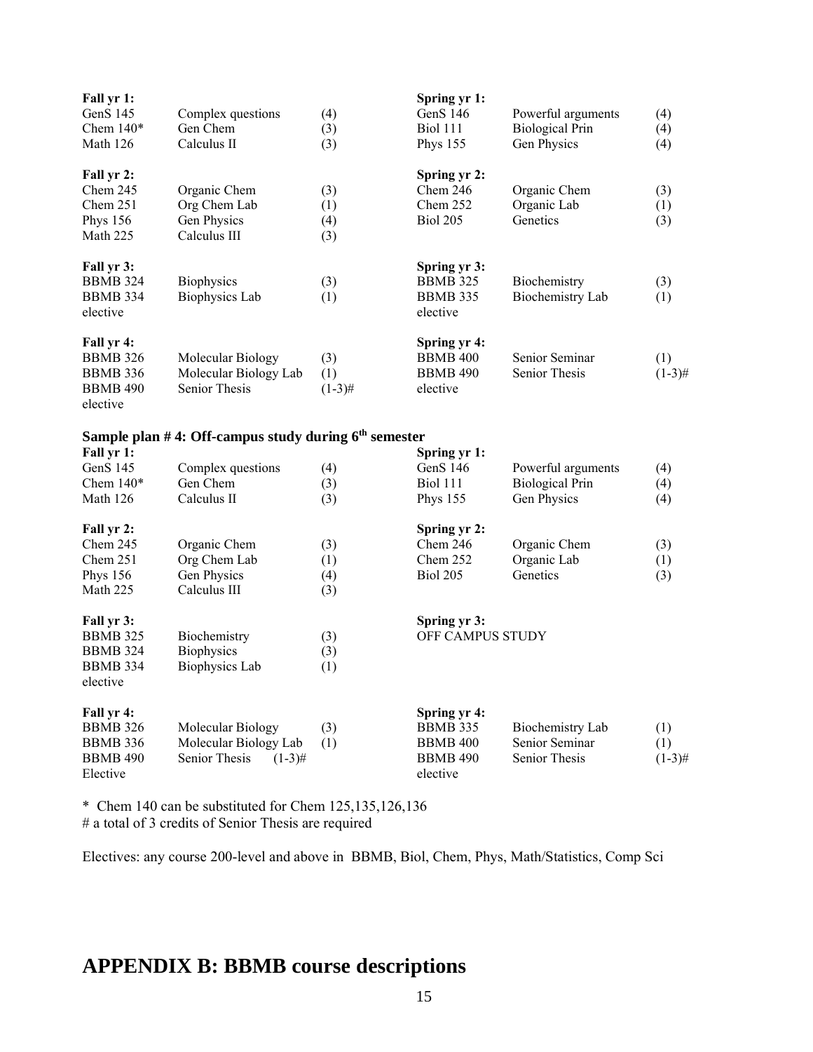| Fall yr 1: | | | Spring yr 1: | | |
|---|---|---|---|---|---|
| GenS 145 | Complex questions | (4) | GenS 146 | Powerful arguments | (4) |
| Chem 140* | Gen Chem | (3) | Biol 111 | Biological Prin | (4) |
| Math 126 | Calculus II | (3) | Phys 155 | Gen Physics | (4) |
| **Fall yr 2:** | | | **Spring yr 2:** | | |
| Chem 245 | Organic Chem | (3) | Chem 246 | Organic Chem | (3) |
| Chem 251 | Org Chem Lab | (1) | Chem 252 | Organic Lab | (1) |
| Phys 156 | Gen Physics | (4) | Biol 205 | Genetics | (3) |
| Math 225 | Calculus III | (3) | | | |
| **Fall yr 3:** | | | **Spring yr 3:** | | |
| BBMB 324 | Biophysics | (3) | BBMB 325 | Biochemistry | (3) |
| BBMB 334 | Biophysics Lab | (1) | BBMB 335 | Biochemistry Lab | (1) |
| elective | | | elective | | |
| **Fall yr 4:** | | | **Spring yr 4:** | | |
| BBMB 326 | Molecular Biology | (3) | BBMB 400 | Senior Seminar | (1) |
| BBMB 336 | Molecular Biology Lab | (1) | BBMB 490 | Senior Thesis | (1-3)# |
| BBMB 490 | Senior Thesis | (1-3)# | elective | | |
| elective | | | | | |

**Sample plan # 4: Off-campus study during 6th semester**

| Fall yr 1: | | | Spring yr 1: | | |
|---|---|---|---|---|---|
| GenS 145 | Complex questions | (4) | GenS 146 | Powerful arguments | (4) |
| Chem 140* | Gen Chem | (3) | Biol 111 | Biological Prin | (4) |
| Math 126 | Calculus II | (3) | Phys 155 | Gen Physics | (4) |
| **Fall yr 2:** | | | **Spring yr 2:** | | |
| Chem 245 | Organic Chem | (3) | Chem 246 | Organic Chem | (3) |
| Chem 251 | Org Chem Lab | (1) | Chem 252 | Organic Lab | (1) |
| Phys 156 | Gen Physics | (4) | Biol 205 | Genetics | (3) |
| Math 225 | Calculus III | (3) | | | |
| **Fall yr 3:** | | | **Spring yr 3:** | | |
| BBMB 325 | Biochemistry | (3) | OFF CAMPUS STUDY | | |
| BBMB 324 | Biophysics | (3) | | | |
| BBMB 334 | Biophysics Lab | (1) | | | |
| elective | | | | | |
| **Fall yr 4:** | | | **Spring yr 4:** | | |
| BBMB 326 | Molecular Biology | (3) | BBMB 335 | Biochemistry Lab | (1) |
| BBMB 336 | Molecular Biology Lab | (1) | BBMB 400 | Senior Seminar | (1) |
| BBMB 490 | Senior Thesis | (1-3)# | BBMB 490 | Senior Thesis | (1-3)# |
| Elective | | | elective | | |

\* Chem 140 can be substituted for Chem 125,135,126,136
# a total of 3 credits of Senior Thesis are required

Electives: any course 200-level and above in BBMB, Biol, Chem, Phys, Math/Statistics, Comp Sci

# APPENDIX B: BBMB course descriptions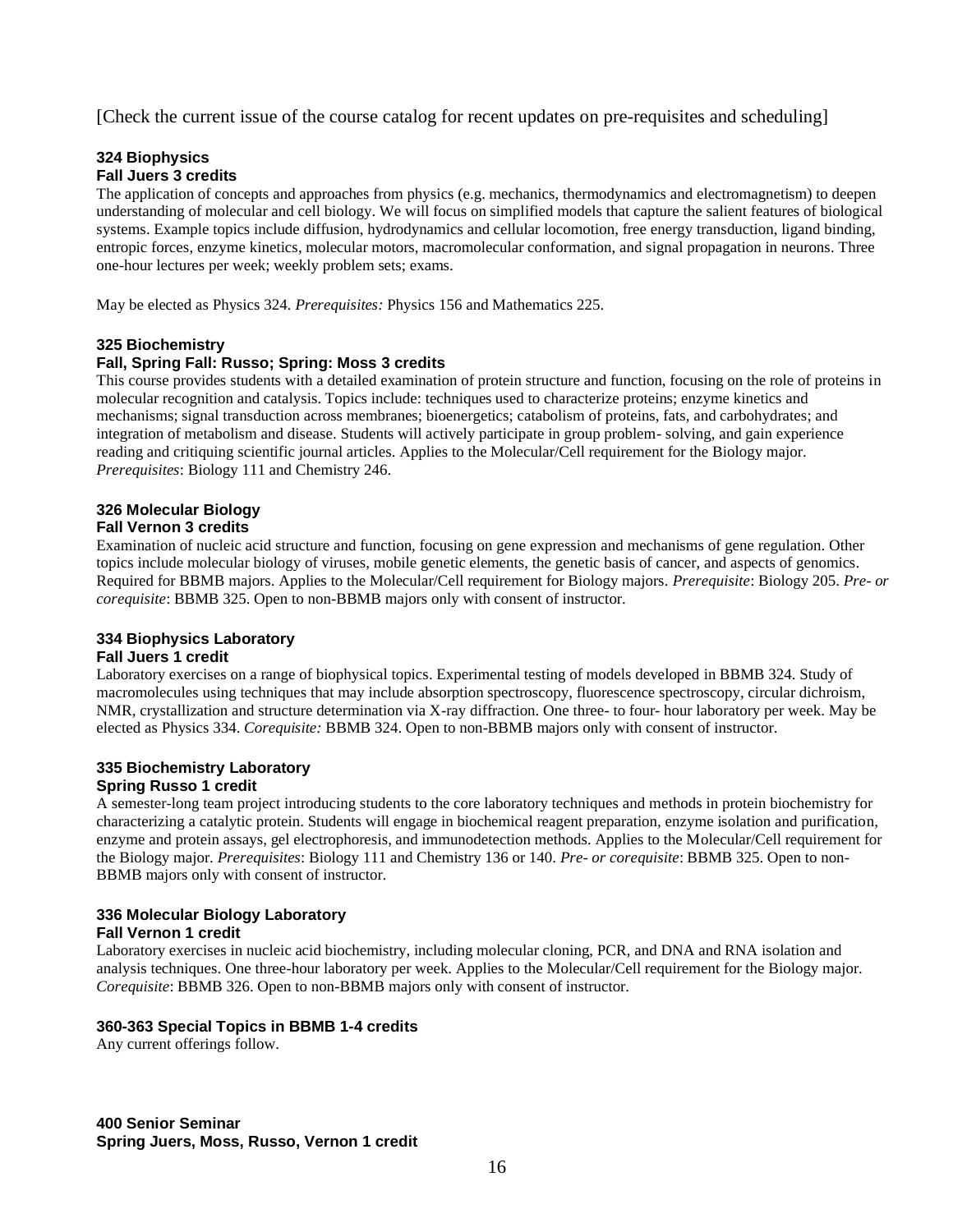[Check the current issue of the course catalog for recent updates on pre-requisites and scheduling]

### 324 Biophysics
**Fall Juers 3 credits**

The application of concepts and approaches from physics (e.g. mechanics, thermodynamics and electromagnetism) to deepen understanding of molecular and cell biology. We will focus on simplified models that capture the salient features of biological systems. Example topics include diffusion, hydrodynamics and cellular locomotion, free energy transduction, ligand binding, entropic forces, enzyme kinetics, molecular motors, macromolecular conformation, and signal propagation in neurons. Three one-hour lectures per week; weekly problem sets; exams.

May be elected as Physics 324. *Prerequisites:* Physics 156 and Mathematics 225.

### 325 Biochemistry
**Fall, Spring Fall: Russo; Spring: Moss 3 credits**

This course provides students with a detailed examination of protein structure and function, focusing on the role of proteins in molecular recognition and catalysis. Topics include: techniques used to characterize proteins; enzyme kinetics and mechanisms; signal transduction across membranes; bioenergetics; catabolism of proteins, fats, and carbohydrates; and integration of metabolism and disease. Students will actively participate in group problem- solving, and gain experience reading and critiquing scientific journal articles. Applies to the Molecular/Cell requirement for the Biology major. *Prerequisites*: Biology 111 and Chemistry 246.

### 326 Molecular Biology
**Fall Vernon 3 credits**

Examination of nucleic acid structure and function, focusing on gene expression and mechanisms of gene regulation. Other topics include molecular biology of viruses, mobile genetic elements, the genetic basis of cancer, and aspects of genomics. Required for BBMB majors. Applies to the Molecular/Cell requirement for Biology majors. *Prerequisite*: Biology 205. *Pre- or corequisite*: BBMB 325. Open to non-BBMB majors only with consent of instructor.

### 334 Biophysics Laboratory
**Fall Juers 1 credit**

Laboratory exercises on a range of biophysical topics. Experimental testing of models developed in BBMB 324. Study of macromolecules using techniques that may include absorption spectroscopy, fluorescence spectroscopy, circular dichroism, NMR, crystallization and structure determination via X-ray diffraction. One three- to four- hour laboratory per week. May be elected as Physics 334. *Corequisite:* BBMB 324. Open to non-BBMB majors only with consent of instructor.

### 335 Biochemistry Laboratory
**Spring Russo 1 credit**

A semester-long team project introducing students to the core laboratory techniques and methods in protein biochemistry for characterizing a catalytic protein. Students will engage in biochemical reagent preparation, enzyme isolation and purification, enzyme and protein assays, gel electrophoresis, and immunodetection methods. Applies to the Molecular/Cell requirement for the Biology major. *Prerequisites*: Biology 111 and Chemistry 136 or 140. *Pre- or corequisite*: BBMB 325. Open to non-BBMB majors only with consent of instructor.

### 336 Molecular Biology Laboratory
**Fall Vernon 1 credit**

Laboratory exercises in nucleic acid biochemistry, including molecular cloning, PCR, and DNA and RNA isolation and analysis techniques. One three-hour laboratory per week. Applies to the Molecular/Cell requirement for the Biology major. *Corequisite*: BBMB 326. Open to non-BBMB majors only with consent of instructor.

### 360-363 Special Topics in BBMB 1-4 credits

Any current offerings follow.

### 400 Senior Seminar
**Spring Juers, Moss, Russo, Vernon 1 credit**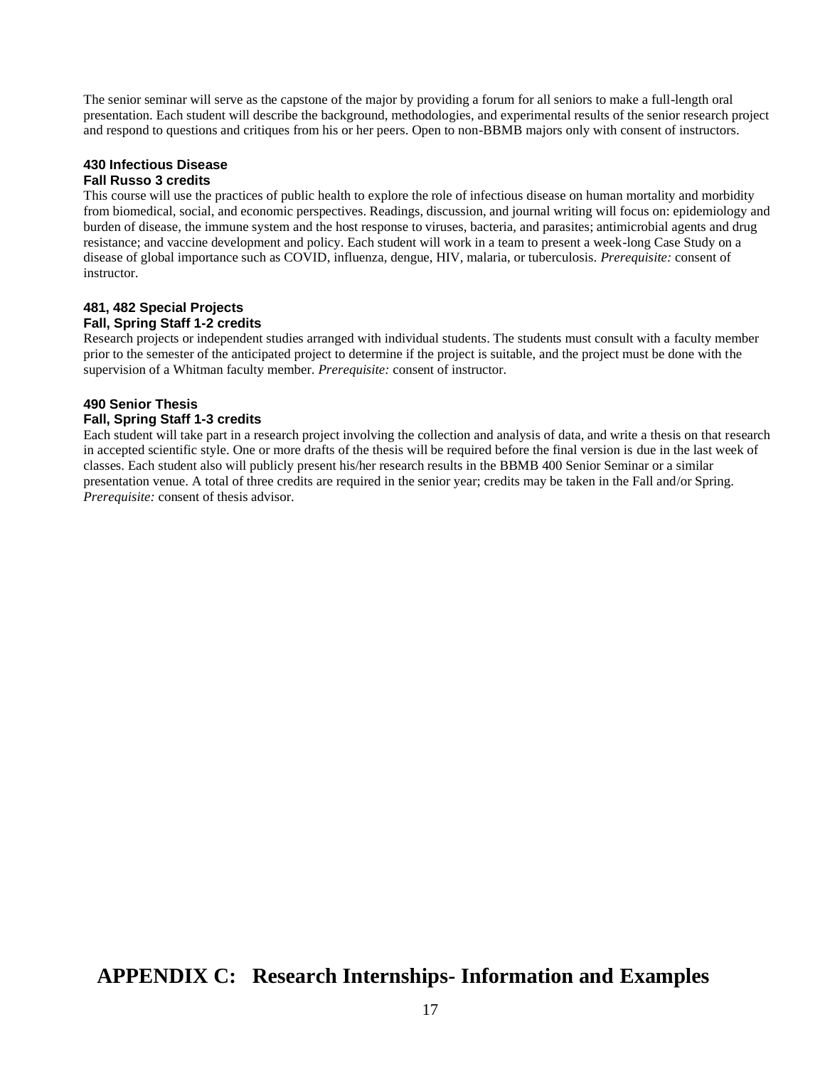The senior seminar will serve as the capstone of the major by providing a forum for all seniors to make a full-length oral presentation. Each student will describe the background, methodologies, and experimental results of the senior research project and respond to questions and critiques from his or her peers. Open to non-BBMB majors only with consent of instructors.

**430 Infectious Disease**
**Fall Russo 3 credits**
This course will use the practices of public health to explore the role of infectious disease on human mortality and morbidity from biomedical, social, and economic perspectives. Readings, discussion, and journal writing will focus on: epidemiology and burden of disease, the immune system and the host response to viruses, bacteria, and parasites; antimicrobial agents and drug resistance; and vaccine development and policy. Each student will work in a team to present a week-long Case Study on a disease of global importance such as COVID, influenza, dengue, HIV, malaria, or tuberculosis. *Prerequisite:* consent of instructor.

**481, 482 Special Projects**
**Fall, Spring Staff 1-2 credits**
Research projects or independent studies arranged with individual students. The students must consult with a faculty member prior to the semester of the anticipated project to determine if the project is suitable, and the project must be done with the supervision of a Whitman faculty member. *Prerequisite:* consent of instructor.

**490 Senior Thesis**
**Fall, Spring Staff 1-3 credits**
Each student will take part in a research project involving the collection and analysis of data, and write a thesis on that research in accepted scientific style. One or more drafts of the thesis will be required before the final version is due in the last week of classes. Each student also will publicly present his/her research results in the BBMB 400 Senior Seminar or a similar presentation venue. A total of three credits are required in the senior year; credits may be taken in the Fall and/or Spring. *Prerequisite:* consent of thesis advisor.

# APPENDIX C: Research Internships- Information and Examples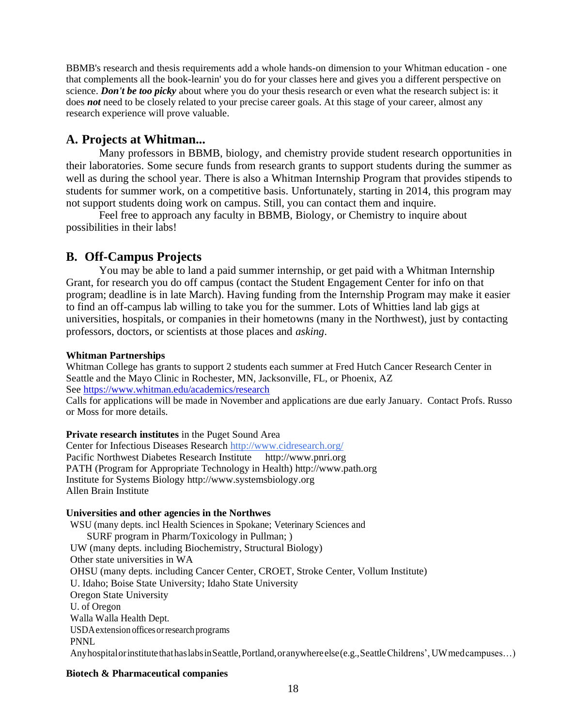BBMB's research and thesis requirements add a whole hands-on dimension to your Whitman education - one that complements all the book-learnin' you do for your classes here and gives you a different perspective on science. ***Don't be too picky*** about where you do your thesis research or even what the research subject is: it does ***not*** need to be closely related to your precise career goals. At this stage of your career, almost any research experience will prove valuable.

## A. Projects at Whitman...

Many professors in BBMB, biology, and chemistry provide student research opportunities in their laboratories. Some secure funds from research grants to support students during the summer as well as during the school year. There is also a Whitman Internship Program that provides stipends to students for summer work, on a competitive basis. Unfortunately, starting in 2014, this program may not support students doing work on campus. Still, you can contact them and inquire.

Feel free to approach any faculty in BBMB, Biology, or Chemistry to inquire about possibilities in their labs!

## B. Off-Campus Projects

You may be able to land a paid summer internship, or get paid with a Whitman Internship Grant, for research you do off campus (contact the Student Engagement Center for info on that program; deadline is in late March). Having funding from the Internship Program may make it easier to find an off-campus lab willing to take you for the summer. Lots of Whitties land lab gigs at universities, hospitals, or companies in their hometowns (many in the Northwest), just by contacting professors, doctors, or scientists at those places and *asking*.

**Whitman Partnerships**
Whitman College has grants to support 2 students each summer at Fred Hutch Cancer Research Center in Seattle and the Mayo Clinic in Rochester, MN, Jacksonville, FL, or Phoenix, AZ
See https://www.whitman.edu/academics/research
Calls for applications will be made in November and applications are due early January. Contact Profs. Russo or Moss for more details.

**Private research institutes** in the Puget Sound Area
Center for Infectious Diseases Research http://www.cidresearch.org/
Pacific Northwest Diabetes Research Institute http://www.pnri.org
PATH (Program for Appropriate Technology in Health) http://www.path.org
Institute for Systems Biology http://www.systemsbiology.org
Allen Brain Institute

**Universities and other agencies in the Northwes**
WSU (many depts. incl Health Sciences in Spokane; Veterinary Sciences and SURF program in Pharm/Toxicology in Pullman; )
UW (many depts. including Biochemistry, Structural Biology)
Other state universities in WA
OHSU (many depts. including Cancer Center, CROET, Stroke Center, Vollum Institute)
U. Idaho; Boise State University; Idaho State University
Oregon State University
U. of Oregon
Walla Walla Health Dept.
USDA extension offices or research programs
PNNL
Any hospital or institute that has labs in Seattle, Portland, or anywhere else (e.g., Seattle Childrens', UW med campuses…)

**Biotech & Pharmaceutical companies**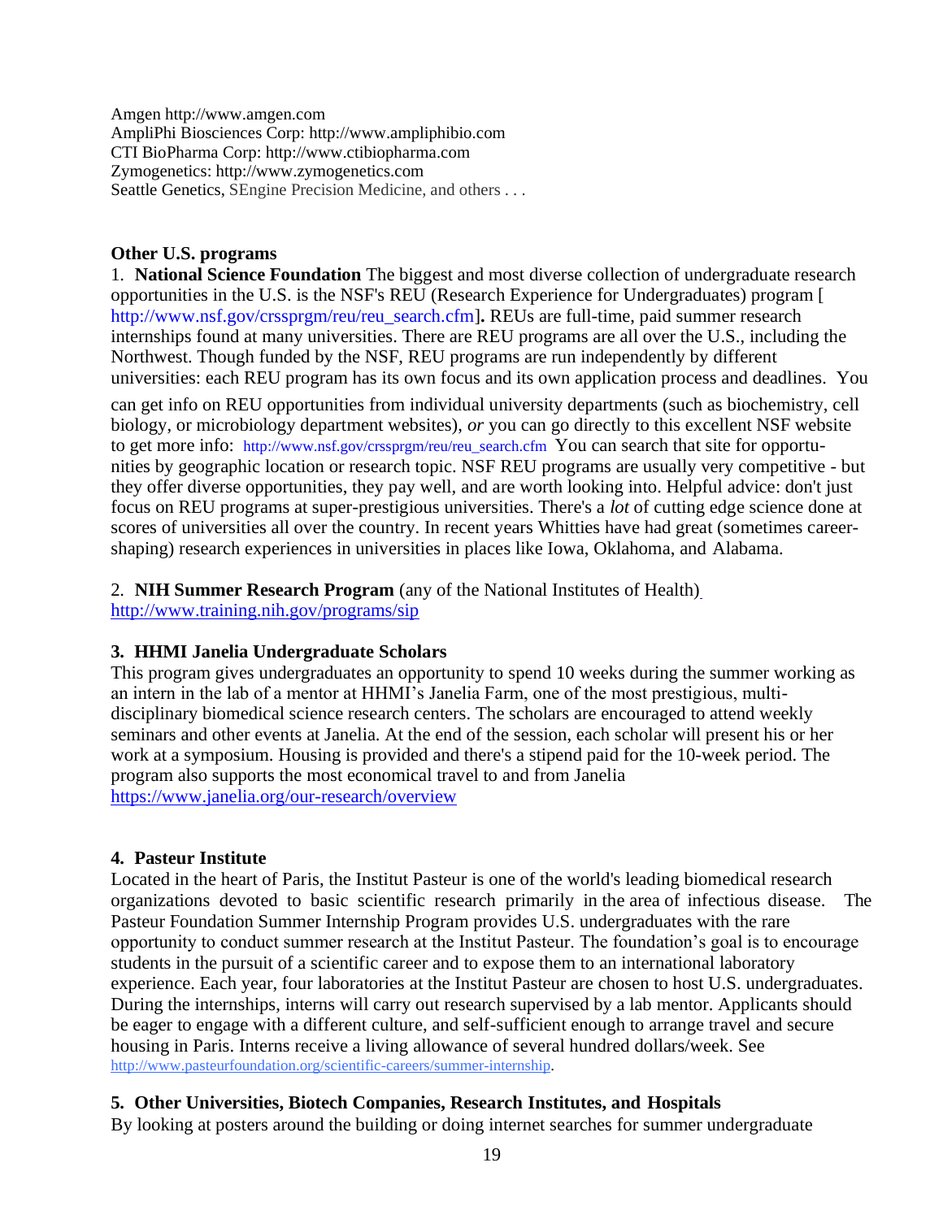Amgen http://www.amgen.com
AmpliPhi Biosciences Corp: http://www.ampliphibio.com
CTI BioPharma Corp: http://www.ctibiopharma.com
Zymogenetics: http://www.zymogenetics.com
Seattle Genetics, SEngine Precision Medicine, and others . . .

**Other U.S. programs**

1. **National Science Foundation** The biggest and most diverse collection of undergraduate research opportunities in the U.S. is the NSF's REU (Research Experience for Undergraduates) program [ http://www.nsf.gov/crssprgm/reu/reu_search.cfm]**.** REUs are full-time, paid summer research internships found at many universities. There are REU programs are all over the U.S., including the Northwest. Though funded by the NSF, REU programs are run independently by different universities: each REU program has its own focus and its own application process and deadlines. You can get info on REU opportunities from individual university departments (such as biochemistry, cell biology, or microbiology department websites), *or* you can go directly to this excellent NSF website to get more info: http://www.nsf.gov/crssprgm/reu/reu_search.cfm You can search that site for opportunities by geographic location or research topic. NSF REU programs are usually very competitive - but they offer diverse opportunities, they pay well, and are worth looking into. Helpful advice: don't just focus on REU programs at super-prestigious universities. There's a *lot* of cutting edge science done at scores of universities all over the country. In recent years Whitties have had great (sometimes career-shaping) research experiences in universities in places like Iowa, Oklahoma, and Alabama.

2. **NIH Summer Research Program** (any of the National Institutes of Health)
http://www.training.nih.gov/programs/sip

**3. HHMI Janelia Undergraduate Scholars**

This program gives undergraduates an opportunity to spend 10 weeks during the summer working as an intern in the lab of a mentor at HHMI's Janelia Farm, one of the most prestigious, multi-disciplinary biomedical science research centers. The scholars are encouraged to attend weekly seminars and other events at Janelia. At the end of the session, each scholar will present his or her work at a symposium. Housing is provided and there's a stipend paid for the 10-week period. The program also supports the most economical travel to and from Janelia
https://www.janelia.org/our-research/overview

**4. Pasteur Institute**

Located in the heart of Paris, the Institut Pasteur is one of the world's leading biomedical research organizations devoted to basic scientific research primarily in the area of infectious disease. The Pasteur Foundation Summer Internship Program provides U.S. undergraduates with the rare opportunity to conduct summer research at the Institut Pasteur. The foundation's goal is to encourage students in the pursuit of a scientific career and to expose them to an international laboratory experience. Each year, four laboratories at the Institut Pasteur are chosen to host U.S. undergraduates. During the internships, interns will carry out research supervised by a lab mentor. Applicants should be eager to engage with a different culture, and self-sufficient enough to arrange travel and secure housing in Paris. Interns receive a living allowance of several hundred dollars/week. See http://www.pasteurfoundation.org/scientific-careers/summer-internship.

**5. Other Universities, Biotech Companies, Research Institutes, and Hospitals**

By looking at posters around the building or doing internet searches for summer undergraduate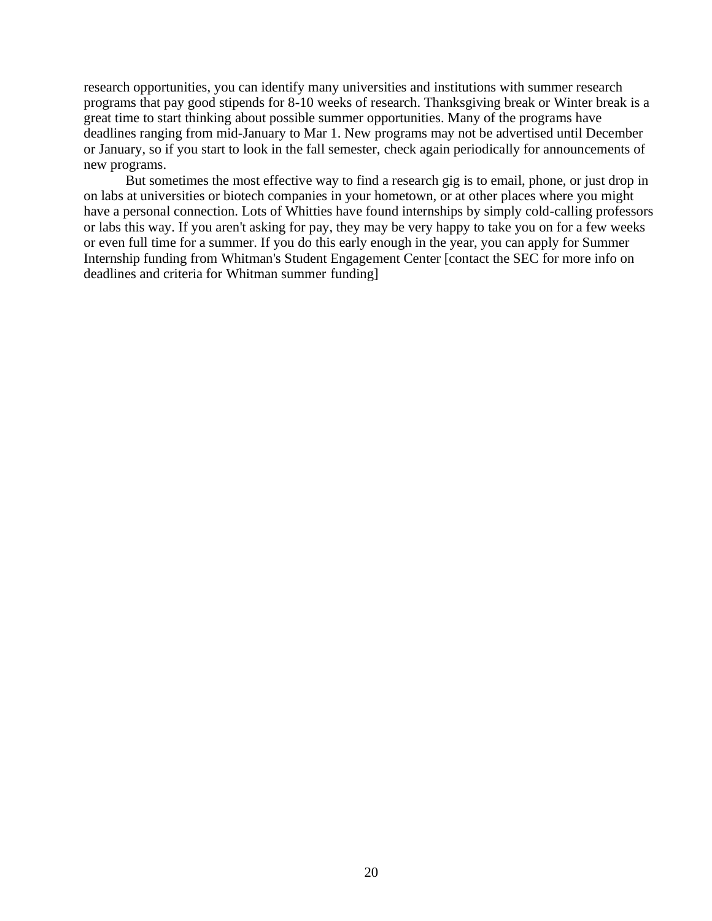research opportunities, you can identify many universities and institutions with summer research programs that pay good stipends for 8-10 weeks of research. Thanksgiving break or Winter break is a great time to start thinking about possible summer opportunities. Many of the programs have deadlines ranging from mid-January to Mar 1. New programs may not be advertised until December or January, so if you start to look in the fall semester, check again periodically for announcements of new programs.

But sometimes the most effective way to find a research gig is to email, phone, or just drop in on labs at universities or biotech companies in your hometown, or at other places where you might have a personal connection. Lots of Whitties have found internships by simply cold-calling professors or labs this way. If you aren't asking for pay, they may be very happy to take you on for a few weeks or even full time for a summer. If you do this early enough in the year, you can apply for Summer Internship funding from Whitman's Student Engagement Center [contact the SEC for more info on deadlines and criteria for Whitman summer funding]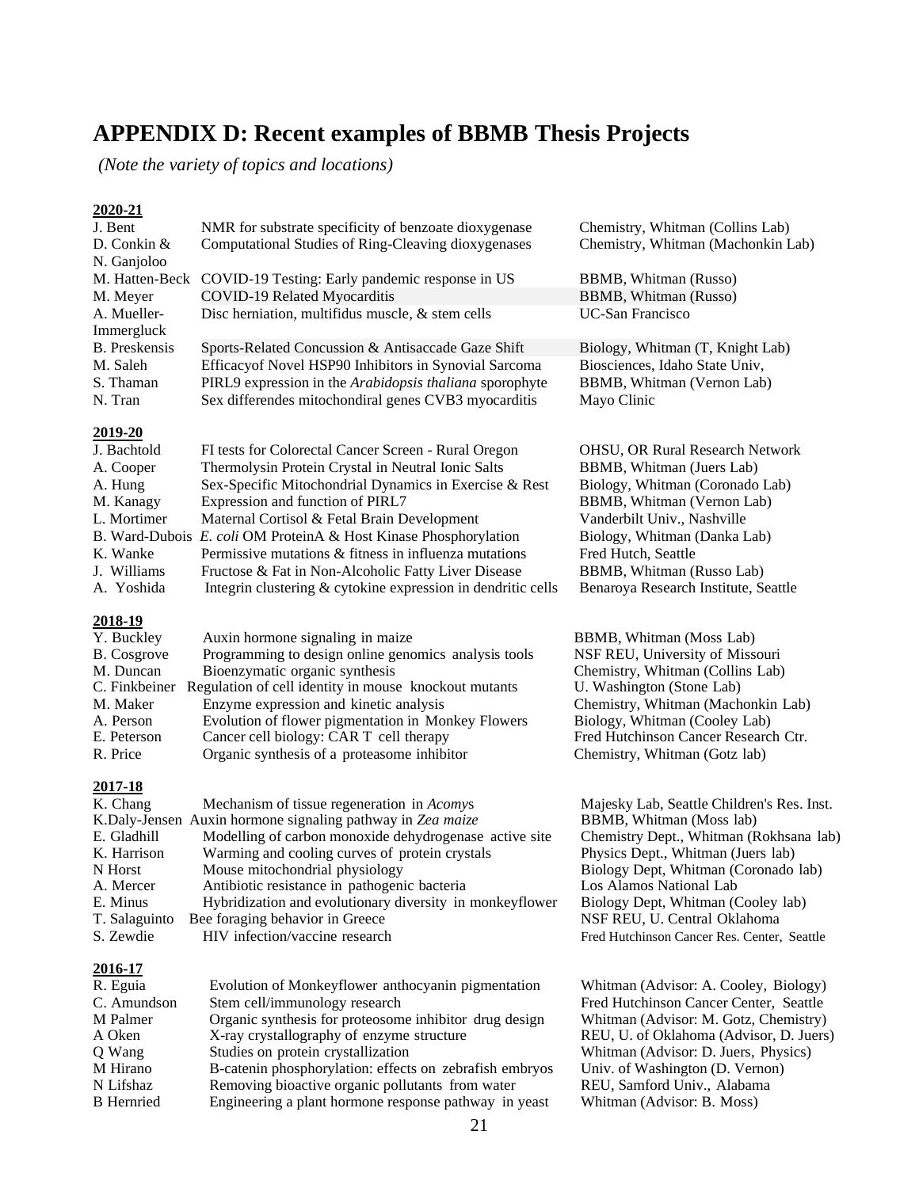# APPENDIX D: Recent examples of BBMB Thesis Projects

*(Note the variety of topics and locations)*

**2020-21**

| | | |
|---|---|---|
| J. Bent | NMR for substrate specificity of benzoate dioxygenase | Chemistry, Whitman (Collins Lab) |
| D. Conkin & N. Ganjoloo | Computational Studies of Ring-Cleaving dioxygenases | Chemistry, Whitman (Machonkin Lab) |
| M. Hatten-Beck | COVID-19 Testing: Early pandemic response in US | BBMB, Whitman (Russo) |
| M. Meyer | COVID-19 Related Myocarditis | BBMB, Whitman (Russo) |
| A. Mueller-Immergluck | Disc herniation, multifidus muscle, & stem cells | UC-San Francisco |
| B. Preskensis | Sports-Related Concussion & Antisaccade Gaze Shift | Biology, Whitman (T, Knight Lab) |
| M. Saleh | Efficacyof Novel HSP90 Inhibitors in Synovial Sarcoma | Biosciences, Idaho State Univ, |
| S. Thaman | PIRL9 expression in the *Arabidopsis thaliana* sporophyte | BBMB, Whitman (Vernon Lab) |
| N. Tran | Sex differendes mitochondiral genes CVB3 myocarditis | Mayo Clinic |

**2019-20**

| | | |
|---|---|---|
| J. Bachtold | FI tests for Colorectal Cancer Screen - Rural Oregon | OHSU, OR Rural Research Network |
| A. Cooper | Thermolysin Protein Crystal in Neutral Ionic Salts | BBMB, Whitman (Juers Lab) |
| A. Hung | Sex-Specific Mitochondrial Dynamics in Exercise & Rest | Biology, Whitman (Coronado Lab) |
| M. Kanagy | Expression and function of PIRL7 | BBMB, Whitman (Vernon Lab) |
| L. Mortimer | Maternal Cortisol & Fetal Brain Development | Vanderbilt Univ., Nashville |
| B. Ward-Dubois | *E. coli* OM ProteinA & Host Kinase Phosphorylation | Biology, Whitman (Danka Lab) |
| K. Wanke | Permissive mutations & fitness in influenza mutations | Fred Hutch, Seattle |
| J. Williams | Fructose & Fat in Non-Alcoholic Fatty Liver Disease | BBMB, Whitman (Russo Lab) |
| A. Yoshida | Integrin clustering & cytokine expression in dendritic cells | Benaroya Research Institute, Seattle |

**2018-19**

| | | |
|---|---|---|
| Y. Buckley | Auxin hormone signaling in maize | BBMB, Whitman (Moss Lab) |
| B. Cosgrove | Programming to design online genomics analysis tools | NSF REU, University of Missouri |
| M. Duncan | Bioenzymatic organic synthesis | Chemistry, Whitman (Collins Lab) |
| C. Finkbeiner | Regulation of cell identity in mouse knockout mutants | U. Washington (Stone Lab) |
| M. Maker | Enzyme expression and kinetic analysis | Chemistry, Whitman (Machonkin Lab) |
| A. Person | Evolution of flower pigmentation in Monkey Flowers | Biology, Whitman (Cooley Lab) |
| E. Peterson | Cancer cell biology: CAR T cell therapy | Fred Hutchinson Cancer Research Ctr. |
| R. Price | Organic synthesis of a proteasome inhibitor | Chemistry, Whitman (Gotz lab) |

**2017-18**

| | | |
|---|---|---|
| K. Chang | Mechanism of tissue regeneration in *Acomy*s | Majesky Lab, Seattle Children's Res. Inst. |
| K.Daly-Jensen | Auxin hormone signaling pathway in *Zea maize* | BBMB, Whitman (Moss lab) |
| E. Gladhill | Modelling of carbon monoxide dehydrogenase active site | Chemistry Dept., Whitman (Rokhsana lab) |
| K. Harrison | Warming and cooling curves of protein crystals | Physics Dept., Whitman (Juers lab) |
| N Horst | Mouse mitochondrial physiology | Biology Dept, Whitman (Coronado lab) |
| A. Mercer | Antibiotic resistance in pathogenic bacteria | Los Alamos National Lab |
| E. Minus | Hybridization and evolutionary diversity in monkeyflower | Biology Dept, Whitman (Cooley lab) |
| T. Salaguinto | Bee foraging behavior in Greece | NSF REU, U. Central Oklahoma |
| S. Zewdie | HIV infection/vaccine research | Fred Hutchinson Cancer Res. Center, Seattle |

**2016-17**

| | | |
|---|---|---|
| R. Eguia | Evolution of Monkeyflower anthocyanin pigmentation | Whitman (Advisor: A. Cooley, Biology) |
| C. Amundson | Stem cell/immunology research | Fred Hutchinson Cancer Center, Seattle |
| M Palmer | Organic synthesis for proteosome inhibitor drug design | Whitman (Advisor: M. Gotz, Chemistry) |
| A Oken | X-ray crystallography of enzyme structure | REU, U. of Oklahoma (Advisor, D. Juers) |
| Q Wang | Studies on protein crystallization | Whitman (Advisor: D. Juers, Physics) |
| M Hirano | B-catenin phosphorylation: effects on zebrafish embryos | Univ. of Washington (D. Vernon) |
| N Lifshaz | Removing bioactive organic pollutants from water | REU, Samford Univ., Alabama |
| B Hernried | Engineering a plant hormone response pathway in yeast | Whitman (Advisor: B. Moss) |